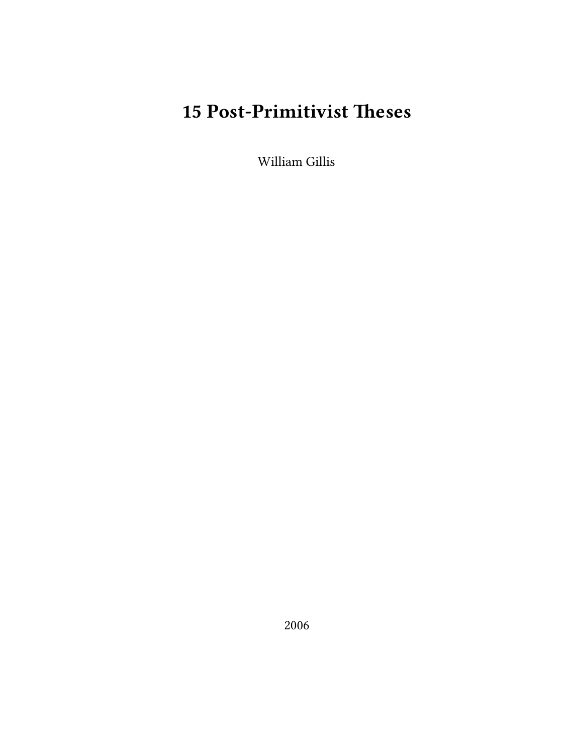# 15 Post-Primitivist Theses

William Gillis

2006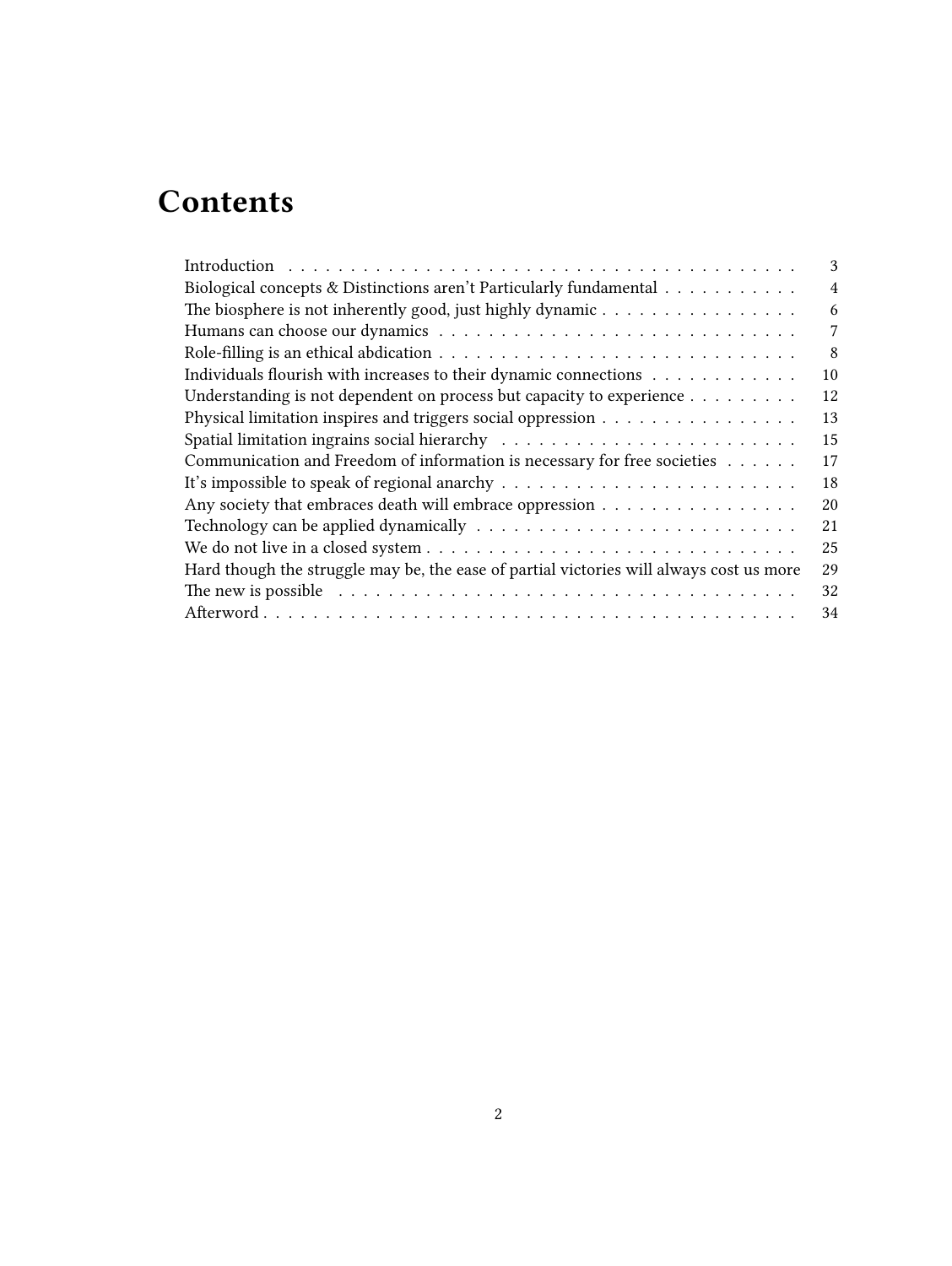# Contents

- Introduction . . . 3
- Biological concepts & Distinctions aren't Particularly fundamental . . . 4
- The biosphere is not inherently good, just highly dynamic . . . 6
- Humans can choose our dynamics . . . 7
- Role-filling is an ethical abdication . . . 8
- Individuals flourish with increases to their dynamic connections . . . 10
- Understanding is not dependent on process but capacity to experience . . . 12
- Physical limitation inspires and triggers social oppression . . . 13
- Spatial limitation ingrains social hierarchy . . . 15
- Communication and Freedom of information is necessary for free societies . . . 17
- It's impossible to speak of regional anarchy . . . 18
- Any society that embraces death will embrace oppression . . . 20
- Technology can be applied dynamically . . . 21
- We do not live in a closed system . . . 25
- Hard though the struggle may be, the ease of partial victories will always cost us more . . . 29
- The new is possible . . . 32
- Afterword . . . 34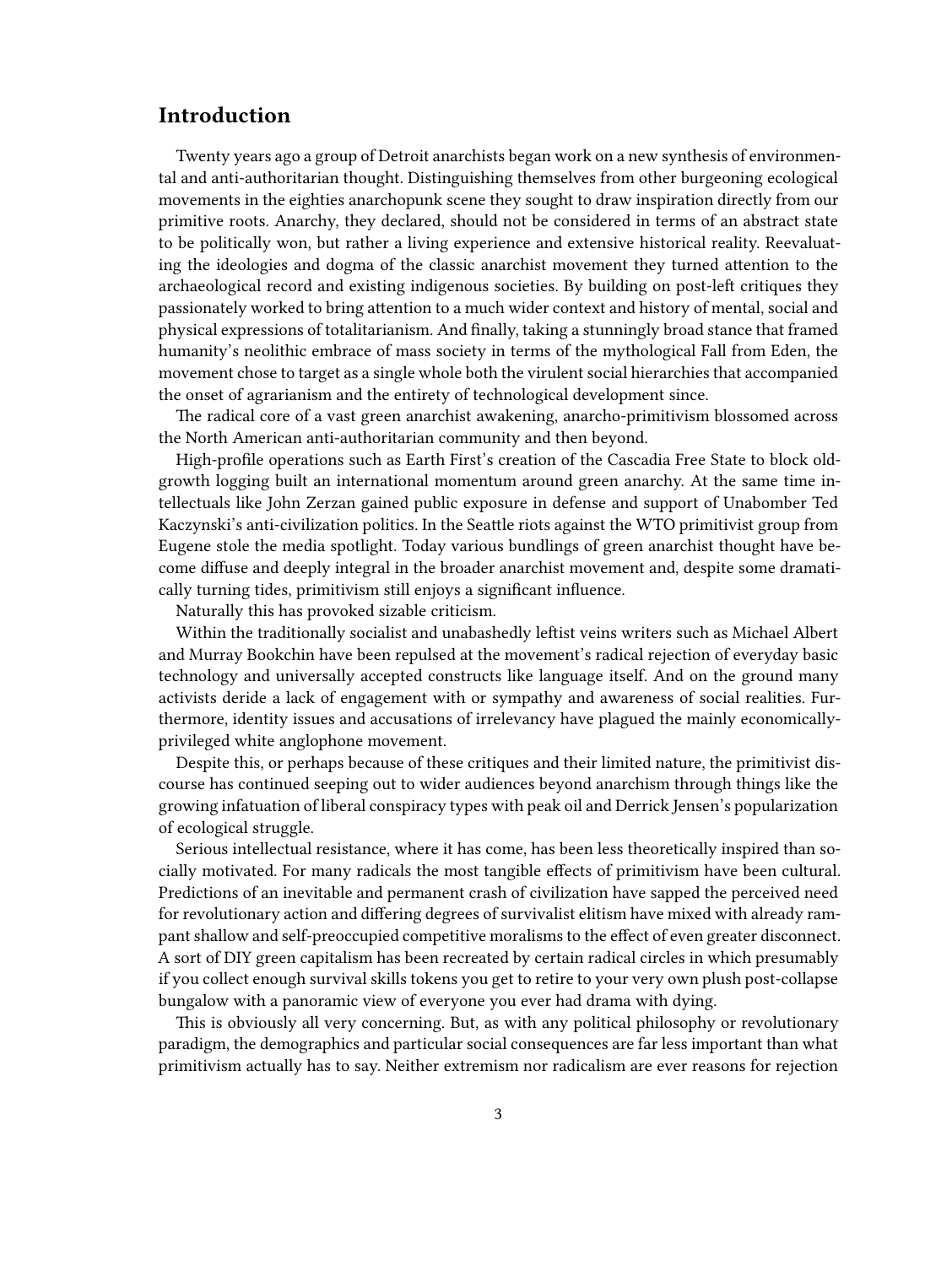## Introduction

Twenty years ago a group of Detroit anarchists began work on a new synthesis of environmental and anti-authoritarian thought. Distinguishing themselves from other burgeoning ecological movements in the eighties anarchopunk scene they sought to draw inspiration directly from our primitive roots. Anarchy, they declared, should not be considered in terms of an abstract state to be politically won, but rather a living experience and extensive historical reality. Reevaluating the ideologies and dogma of the classic anarchist movement they turned attention to the archaeological record and existing indigenous societies. By building on post-left critiques they passionately worked to bring attention to a much wider context and history of mental, social and physical expressions of totalitarianism. And finally, taking a stunningly broad stance that framed humanity's neolithic embrace of mass society in terms of the mythological Fall from Eden, the movement chose to target as a single whole both the virulent social hierarchies that accompanied the onset of agrarianism and the entirety of technological development since.

The radical core of a vast green anarchist awakening, anarcho-primitivism blossomed across the North American anti-authoritarian community and then beyond.

High-profile operations such as Earth First's creation of the Cascadia Free State to block old-growth logging built an international momentum around green anarchy. At the same time intellectuals like John Zerzan gained public exposure in defense and support of Unabomber Ted Kaczynski's anti-civilization politics. In the Seattle riots against the WTO primitivist group from Eugene stole the media spotlight. Today various bundlings of green anarchist thought have become diffuse and deeply integral in the broader anarchist movement and, despite some dramatically turning tides, primitivism still enjoys a significant influence.

Naturally this has provoked sizable criticism.

Within the traditionally socialist and unabashedly leftist veins writers such as Michael Albert and Murray Bookchin have been repulsed at the movement's radical rejection of everyday basic technology and universally accepted constructs like language itself. And on the ground many activists deride a lack of engagement with or sympathy and awareness of social realities. Furthermore, identity issues and accusations of irrelevancy have plagued the mainly economically-privileged white anglophone movement.

Despite this, or perhaps because of these critiques and their limited nature, the primitivist discourse has continued seeping out to wider audiences beyond anarchism through things like the growing infatuation of liberal conspiracy types with peak oil and Derrick Jensen's popularization of ecological struggle.

Serious intellectual resistance, where it has come, has been less theoretically inspired than socially motivated. For many radicals the most tangible effects of primitivism have been cultural. Predictions of an inevitable and permanent crash of civilization have sapped the perceived need for revolutionary action and differing degrees of survivalist elitism have mixed with already rampant shallow and self-preoccupied competitive moralisms to the effect of even greater disconnect. A sort of DIY green capitalism has been recreated by certain radical circles in which presumably if you collect enough survival skills tokens you get to retire to your very own plush post-collapse bungalow with a panoramic view of everyone you ever had drama with dying.

This is obviously all very concerning. But, as with any political philosophy or revolutionary paradigm, the demographics and particular social consequences are far less important than what primitivism actually has to say. Neither extremism nor radicalism are ever reasons for rejection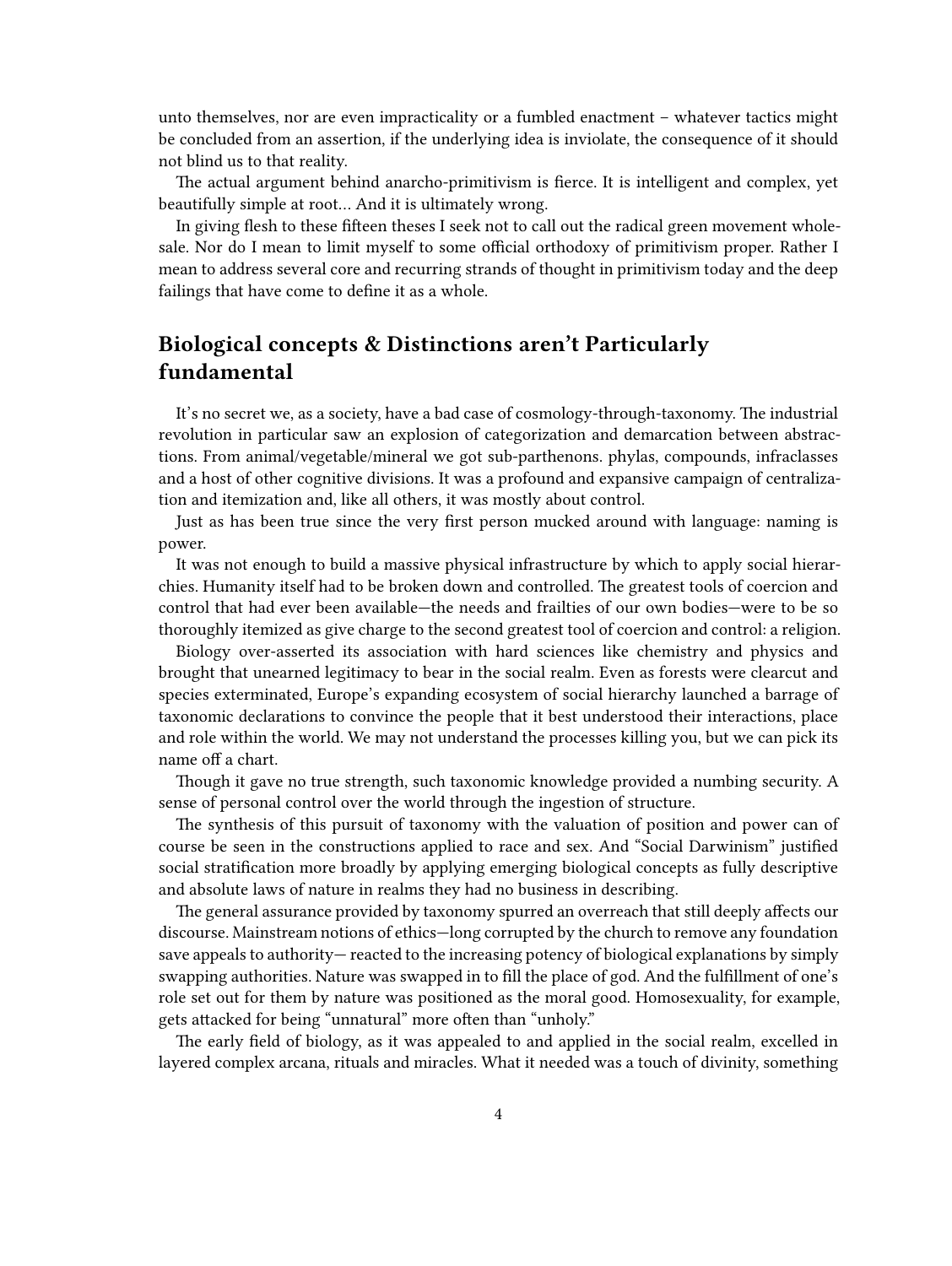unto themselves, nor are even impracticality or a fumbled enactment – whatever tactics might be concluded from an assertion, if the underlying idea is inviolate, the consequence of it should not blind us to that reality.

The actual argument behind anarcho-primitivism is fierce. It is intelligent and complex, yet beautifully simple at root… And it is ultimately wrong.

In giving flesh to these fifteen theses I seek not to call out the radical green movement wholesale. Nor do I mean to limit myself to some official orthodoxy of primitivism proper. Rather I mean to address several core and recurring strands of thought in primitivism today and the deep failings that have come to define it as a whole.

## Biological concepts & Distinctions aren't Particularly fundamental

It's no secret we, as a society, have a bad case of cosmology-through-taxonomy. The industrial revolution in particular saw an explosion of categorization and demarcation between abstractions. From animal/vegetable/mineral we got sub-parthenons. phylas, compounds, infraclasses and a host of other cognitive divisions. It was a profound and expansive campaign of centralization and itemization and, like all others, it was mostly about control.

Just as has been true since the very first person mucked around with language: naming is power.

It was not enough to build a massive physical infrastructure by which to apply social hierarchies. Humanity itself had to be broken down and controlled. The greatest tools of coercion and control that had ever been available—the needs and frailties of our own bodies—were to be so thoroughly itemized as give charge to the second greatest tool of coercion and control: a religion.

Biology over-asserted its association with hard sciences like chemistry and physics and brought that unearned legitimacy to bear in the social realm. Even as forests were clearcut and species exterminated, Europe's expanding ecosystem of social hierarchy launched a barrage of taxonomic declarations to convince the people that it best understood their interactions, place and role within the world. We may not understand the processes killing you, but we can pick its name off a chart.

Though it gave no true strength, such taxonomic knowledge provided a numbing security. A sense of personal control over the world through the ingestion of structure.

The synthesis of this pursuit of taxonomy with the valuation of position and power can of course be seen in the constructions applied to race and sex. And "Social Darwinism" justified social stratification more broadly by applying emerging biological concepts as fully descriptive and absolute laws of nature in realms they had no business in describing.

The general assurance provided by taxonomy spurred an overreach that still deeply affects our discourse. Mainstream notions of ethics—long corrupted by the church to remove any foundation save appeals to authority— reacted to the increasing potency of biological explanations by simply swapping authorities. Nature was swapped in to fill the place of god. And the fulfillment of one's role set out for them by nature was positioned as the moral good. Homosexuality, for example, gets attacked for being "unnatural" more often than "unholy."

The early field of biology, as it was appealed to and applied in the social realm, excelled in layered complex arcana, rituals and miracles. What it needed was a touch of divinity, something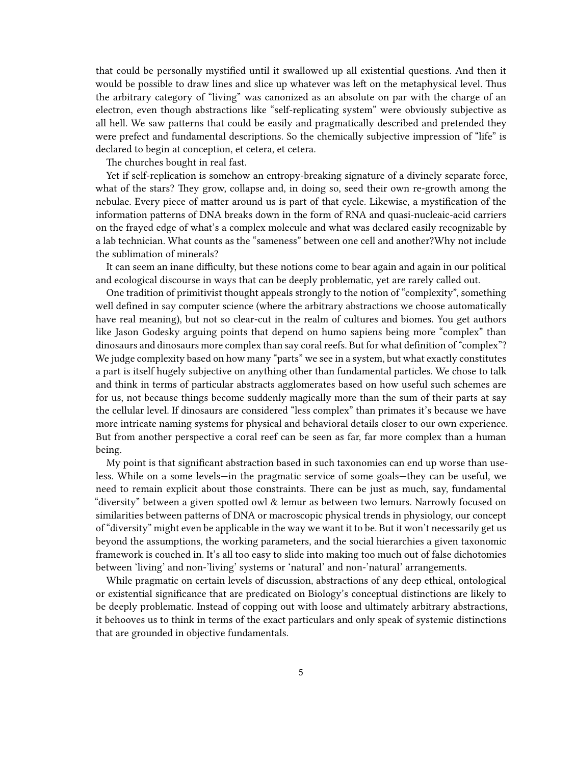that could be personally mystified until it swallowed up all existential questions. And then it would be possible to draw lines and slice up whatever was left on the metaphysical level. Thus the arbitrary category of "living" was canonized as an absolute on par with the charge of an electron, even though abstractions like "self-replicating system" were obviously subjective as all hell. We saw patterns that could be easily and pragmatically described and pretended they were prefect and fundamental descriptions. So the chemically subjective impression of "life" is declared to begin at conception, et cetera, et cetera.

The churches bought in real fast.

Yet if self-replication is somehow an entropy-breaking signature of a divinely separate force, what of the stars? They grow, collapse and, in doing so, seed their own re-growth among the nebulae. Every piece of matter around us is part of that cycle. Likewise, a mystification of the information patterns of DNA breaks down in the form of RNA and quasi-nucleaic-acid carriers on the frayed edge of what's a complex molecule and what was declared easily recognizable by a lab technician. What counts as the "sameness" between one cell and another?Why not include the sublimation of minerals?

It can seem an inane difficulty, but these notions come to bear again and again in our political and ecological discourse in ways that can be deeply problematic, yet are rarely called out.

One tradition of primitivist thought appeals strongly to the notion of "complexity", something well defined in say computer science (where the arbitrary abstractions we choose automatically have real meaning), but not so clear-cut in the realm of cultures and biomes. You get authors like Jason Godesky arguing points that depend on humo sapiens being more "complex" than dinosaurs and dinosaurs more complex than say coral reefs. But for what definition of "complex"? We judge complexity based on how many "parts" we see in a system, but what exactly constitutes a part is itself hugely subjective on anything other than fundamental particles. We chose to talk and think in terms of particular abstracts agglomerates based on how useful such schemes are for us, not because things become suddenly magically more than the sum of their parts at say the cellular level. If dinosaurs are considered "less complex" than primates it's because we have more intricate naming systems for physical and behavioral details closer to our own experience. But from another perspective a coral reef can be seen as far, far more complex than a human being.

My point is that significant abstraction based in such taxonomies can end up worse than useless. While on a some levels—in the pragmatic service of some goals—they can be useful, we need to remain explicit about those constraints. There can be just as much, say, fundamental "diversity" between a given spotted owl & lemur as between two lemurs. Narrowly focused on similarities between patterns of DNA or macroscopic physical trends in physiology, our concept of "diversity" might even be applicable in the way we want it to be. But it won't necessarily get us beyond the assumptions, the working parameters, and the social hierarchies a given taxonomic framework is couched in. It's all too easy to slide into making too much out of false dichotomies between 'living' and non-'living' systems or 'natural' and non-'natural' arrangements.

While pragmatic on certain levels of discussion, abstractions of any deep ethical, ontological or existential significance that are predicated on Biology's conceptual distinctions are likely to be deeply problematic. Instead of copping out with loose and ultimately arbitrary abstractions, it behooves us to think in terms of the exact particulars and only speak of systemic distinctions that are grounded in objective fundamentals.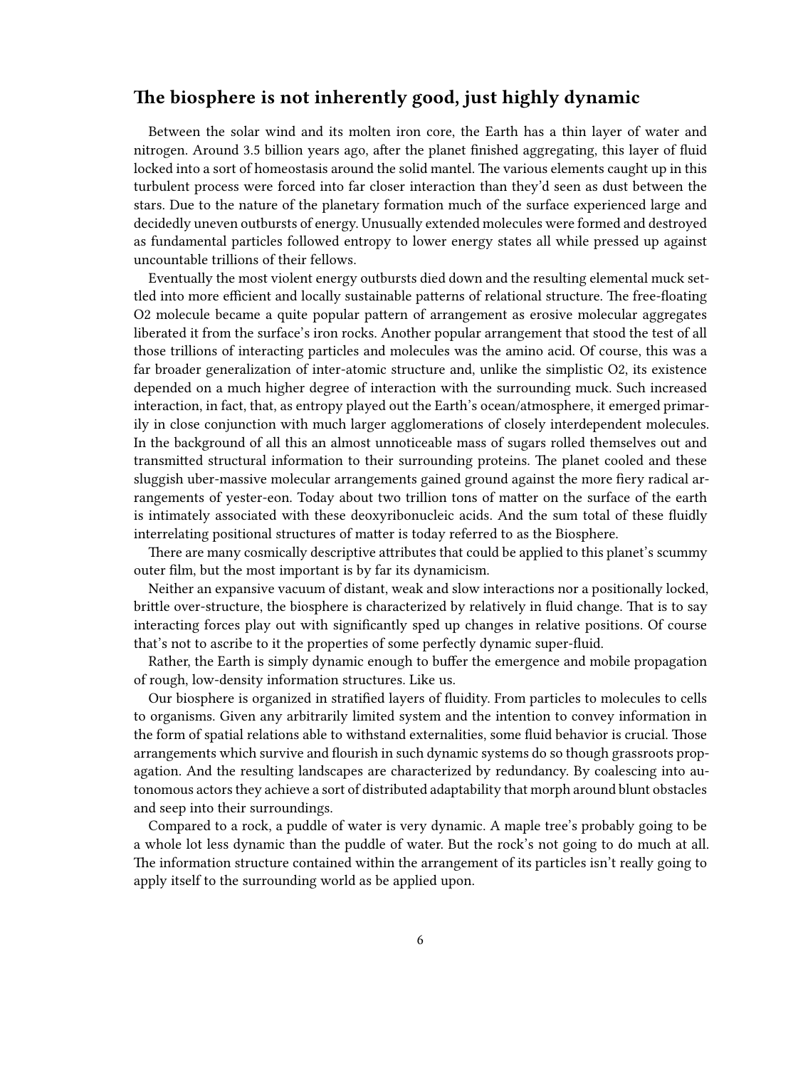## The biosphere is not inherently good, just highly dynamic

Between the solar wind and its molten iron core, the Earth has a thin layer of water and nitrogen. Around 3.5 billion years ago, after the planet finished aggregating, this layer of fluid locked into a sort of homeostasis around the solid mantel. The various elements caught up in this turbulent process were forced into far closer interaction than they'd seen as dust between the stars. Due to the nature of the planetary formation much of the surface experienced large and decidedly uneven outbursts of energy. Unusually extended molecules were formed and destroyed as fundamental particles followed entropy to lower energy states all while pressed up against uncountable trillions of their fellows.

Eventually the most violent energy outbursts died down and the resulting elemental muck settled into more efficient and locally sustainable patterns of relational structure. The free-floating $O_2$ molecule became a quite popular pattern of arrangement as erosive molecular aggregates liberated it from the surface's iron rocks. Another popular arrangement that stood the test of all those trillions of interacting particles and molecules was the amino acid. Of course, this was a far broader generalization of inter-atomic structure and, unlike the simplistic $O_2$, its existence depended on a much higher degree of interaction with the surrounding muck. Such increased interaction, in fact, that, as entropy played out the Earth's ocean/atmosphere, it emerged primarily in close conjunction with much larger agglomerations of closely interdependent molecules. In the background of all this an almost unnoticeable mass of sugars rolled themselves out and transmitted structural information to their surrounding proteins. The planet cooled and these sluggish uber-massive molecular arrangements gained ground against the more fiery radical arrangements of yester-eon. Today about two trillion tons of matter on the surface of the earth is intimately associated with these deoxyribonucleic acids. And the sum total of these fluidly interrelating positional structures of matter is today referred to as the Biosphere.

There are many cosmically descriptive attributes that could be applied to this planet's scummy outer film, but the most important is by far its dynamicism.

Neither an expansive vacuum of distant, weak and slow interactions nor a positionally locked, brittle over-structure, the biosphere is characterized by relatively in fluid change. That is to say interacting forces play out with significantly sped up changes in relative positions. Of course that's not to ascribe to it the properties of some perfectly dynamic super-fluid.

Rather, the Earth is simply dynamic enough to buffer the emergence and mobile propagation of rough, low-density information structures. Like us.

Our biosphere is organized in stratified layers of fluidity. From particles to molecules to cells to organisms. Given any arbitrarily limited system and the intention to convey information in the form of spatial relations able to withstand externalities, some fluid behavior is crucial. Those arrangements which survive and flourish in such dynamic systems do so though grassroots propagation. And the resulting landscapes are characterized by redundancy. By coalescing into autonomous actors they achieve a sort of distributed adaptability that morph around blunt obstacles and seep into their surroundings.

Compared to a rock, a puddle of water is very dynamic. A maple tree's probably going to be a whole lot less dynamic than the puddle of water. But the rock's not going to do much at all. The information structure contained within the arrangement of its particles isn't really going to apply itself to the surrounding world as be applied upon.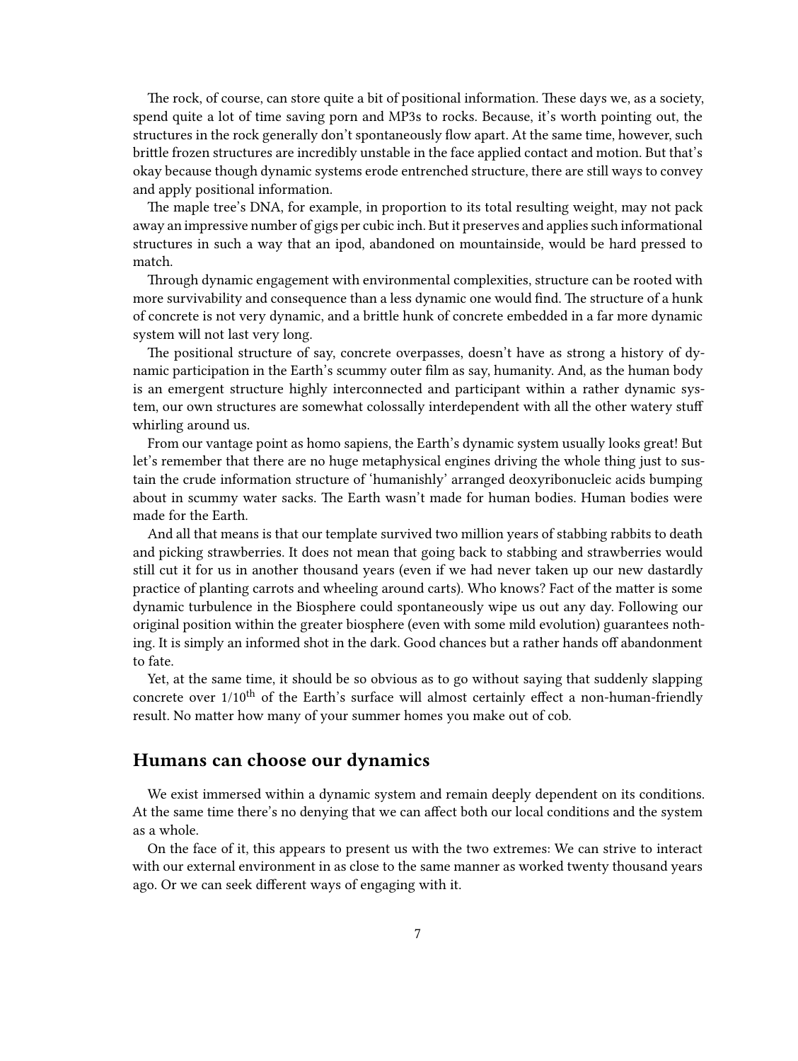The rock, of course, can store quite a bit of positional information. These days we, as a society, spend quite a lot of time saving porn and MP3s to rocks. Because, it's worth pointing out, the structures in the rock generally don't spontaneously flow apart. At the same time, however, such brittle frozen structures are incredibly unstable in the face applied contact and motion. But that's okay because though dynamic systems erode entrenched structure, there are still ways to convey and apply positional information.

The maple tree's DNA, for example, in proportion to its total resulting weight, may not pack away an impressive number of gigs per cubic inch. But it preserves and applies such informational structures in such a way that an ipod, abandoned on mountainside, would be hard pressed to match.

Through dynamic engagement with environmental complexities, structure can be rooted with more survivability and consequence than a less dynamic one would find. The structure of a hunk of concrete is not very dynamic, and a brittle hunk of concrete embedded in a far more dynamic system will not last very long.

The positional structure of say, concrete overpasses, doesn't have as strong a history of dynamic participation in the Earth's scummy outer film as say, humanity. And, as the human body is an emergent structure highly interconnected and participant within a rather dynamic system, our own structures are somewhat colossally interdependent with all the other watery stuff whirling around us.

From our vantage point as homo sapiens, the Earth's dynamic system usually looks great! But let's remember that there are no huge metaphysical engines driving the whole thing just to sustain the crude information structure of 'humanishly' arranged deoxyribonucleic acids bumping about in scummy water sacks. The Earth wasn't made for human bodies. Human bodies were made for the Earth.

And all that means is that our template survived two million years of stabbing rabbits to death and picking strawberries. It does not mean that going back to stabbing and strawberries would still cut it for us in another thousand years (even if we had never taken up our new dastardly practice of planting carrots and wheeling around carts). Who knows? Fact of the matter is some dynamic turbulence in the Biosphere could spontaneously wipe us out any day. Following our original position within the greater biosphere (even with some mild evolution) guarantees nothing. It is simply an informed shot in the dark. Good chances but a rather hands off abandonment to fate.

Yet, at the same time, it should be so obvious as to go without saying that suddenly slapping concrete over 1/10th of the Earth's surface will almost certainly effect a non-human-friendly result. No matter how many of your summer homes you make out of cob.

## Humans can choose our dynamics

We exist immersed within a dynamic system and remain deeply dependent on its conditions. At the same time there's no denying that we can affect both our local conditions and the system as a whole.

On the face of it, this appears to present us with the two extremes: We can strive to interact with our external environment in as close to the same manner as worked twenty thousand years ago. Or we can seek different ways of engaging with it.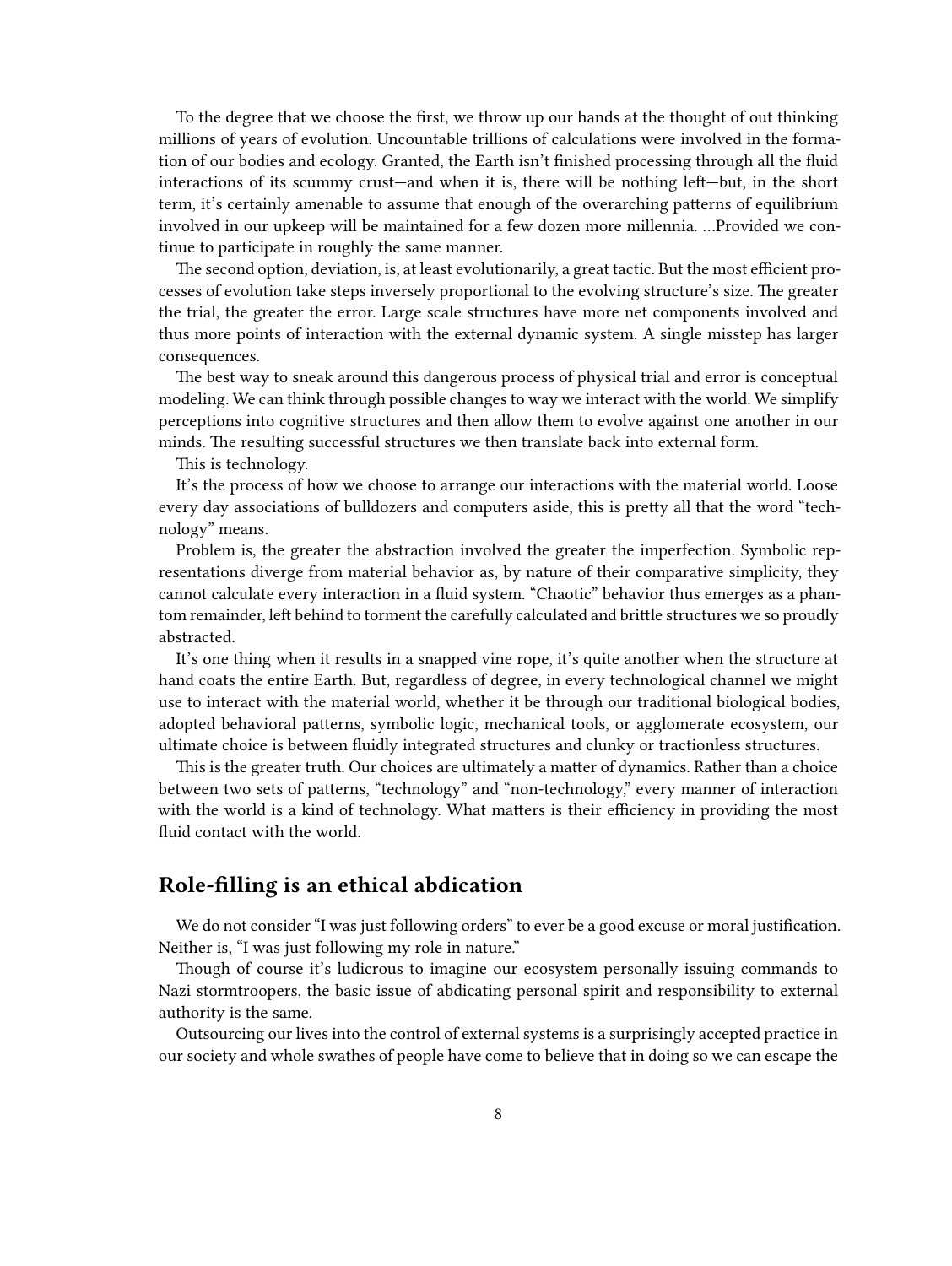To the degree that we choose the first, we throw up our hands at the thought of out thinking millions of years of evolution. Uncountable trillions of calculations were involved in the formation of our bodies and ecology. Granted, the Earth isn't finished processing through all the fluid interactions of its scummy crust—and when it is, there will be nothing left—but, in the short term, it's certainly amenable to assume that enough of the overarching patterns of equilibrium involved in our upkeep will be maintained for a few dozen more millennia. …Provided we continue to participate in roughly the same manner.

The second option, deviation, is, at least evolutionarily, a great tactic. But the most efficient processes of evolution take steps inversely proportional to the evolving structure's size. The greater the trial, the greater the error. Large scale structures have more net components involved and thus more points of interaction with the external dynamic system. A single misstep has larger consequences.

The best way to sneak around this dangerous process of physical trial and error is conceptual modeling. We can think through possible changes to way we interact with the world. We simplify perceptions into cognitive structures and then allow them to evolve against one another in our minds. The resulting successful structures we then translate back into external form.

This is technology.

It's the process of how we choose to arrange our interactions with the material world. Loose every day associations of bulldozers and computers aside, this is pretty all that the word "technology" means.

Problem is, the greater the abstraction involved the greater the imperfection. Symbolic representations diverge from material behavior as, by nature of their comparative simplicity, they cannot calculate every interaction in a fluid system. "Chaotic" behavior thus emerges as a phantom remainder, left behind to torment the carefully calculated and brittle structures we so proudly abstracted.

It's one thing when it results in a snapped vine rope, it's quite another when the structure at hand coats the entire Earth. But, regardless of degree, in every technological channel we might use to interact with the material world, whether it be through our traditional biological bodies, adopted behavioral patterns, symbolic logic, mechanical tools, or agglomerate ecosystem, our ultimate choice is between fluidly integrated structures and clunky or tractionless structures.

This is the greater truth. Our choices are ultimately a matter of dynamics. Rather than a choice between two sets of patterns, "technology" and "non-technology," every manner of interaction with the world is a kind of technology. What matters is their efficiency in providing the most fluid contact with the world.

## Role-filling is an ethical abdication

We do not consider "I was just following orders" to ever be a good excuse or moral justification. Neither is, "I was just following my role in nature."

Though of course it's ludicrous to imagine our ecosystem personally issuing commands to Nazi stormtroopers, the basic issue of abdicating personal spirit and responsibility to external authority is the same.

Outsourcing our lives into the control of external systems is a surprisingly accepted practice in our society and whole swathes of people have come to believe that in doing so we can escape the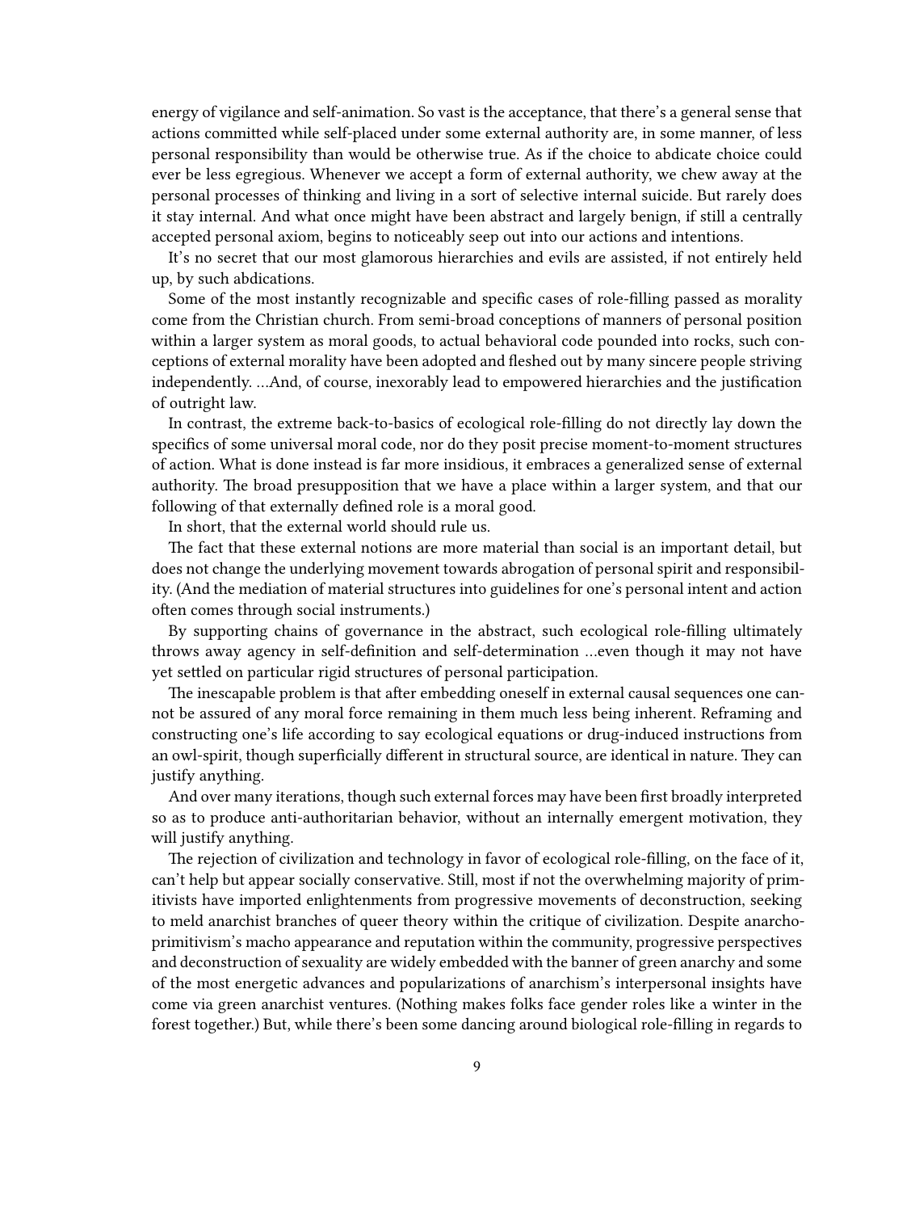energy of vigilance and self-animation. So vast is the acceptance, that there's a general sense that actions committed while self-placed under some external authority are, in some manner, of less personal responsibility than would be otherwise true. As if the choice to abdicate choice could ever be less egregious. Whenever we accept a form of external authority, we chew away at the personal processes of thinking and living in a sort of selective internal suicide. But rarely does it stay internal. And what once might have been abstract and largely benign, if still a centrally accepted personal axiom, begins to noticeably seep out into our actions and intentions.

It's no secret that our most glamorous hierarchies and evils are assisted, if not entirely held up, by such abdications.

Some of the most instantly recognizable and specific cases of role-filling passed as morality come from the Christian church. From semi-broad conceptions of manners of personal position within a larger system as moral goods, to actual behavioral code pounded into rocks, such conceptions of external morality have been adopted and fleshed out by many sincere people striving independently. …And, of course, inexorably lead to empowered hierarchies and the justification of outright law.

In contrast, the extreme back-to-basics of ecological role-filling do not directly lay down the specifics of some universal moral code, nor do they posit precise moment-to-moment structures of action. What is done instead is far more insidious, it embraces a generalized sense of external authority. The broad presupposition that we have a place within a larger system, and that our following of that externally defined role is a moral good.

In short, that the external world should rule us.

The fact that these external notions are more material than social is an important detail, but does not change the underlying movement towards abrogation of personal spirit and responsibility. (And the mediation of material structures into guidelines for one's personal intent and action often comes through social instruments.)

By supporting chains of governance in the abstract, such ecological role-filling ultimately throws away agency in self-definition and self-determination …even though it may not have yet settled on particular rigid structures of personal participation.

The inescapable problem is that after embedding oneself in external causal sequences one cannot be assured of any moral force remaining in them much less being inherent. Reframing and constructing one's life according to say ecological equations or drug-induced instructions from an owl-spirit, though superficially different in structural source, are identical in nature. They can justify anything.

And over many iterations, though such external forces may have been first broadly interpreted so as to produce anti-authoritarian behavior, without an internally emergent motivation, they will justify anything.

The rejection of civilization and technology in favor of ecological role-filling, on the face of it, can't help but appear socially conservative. Still, most if not the overwhelming majority of primitivists have imported enlightenments from progressive movements of deconstruction, seeking to meld anarchist branches of queer theory within the critique of civilization. Despite anarcho-primitivism's macho appearance and reputation within the community, progressive perspectives and deconstruction of sexuality are widely embedded with the banner of green anarchy and some of the most energetic advances and popularizations of anarchism's interpersonal insights have come via green anarchist ventures. (Nothing makes folks face gender roles like a winter in the forest together.) But, while there's been some dancing around biological role-filling in regards to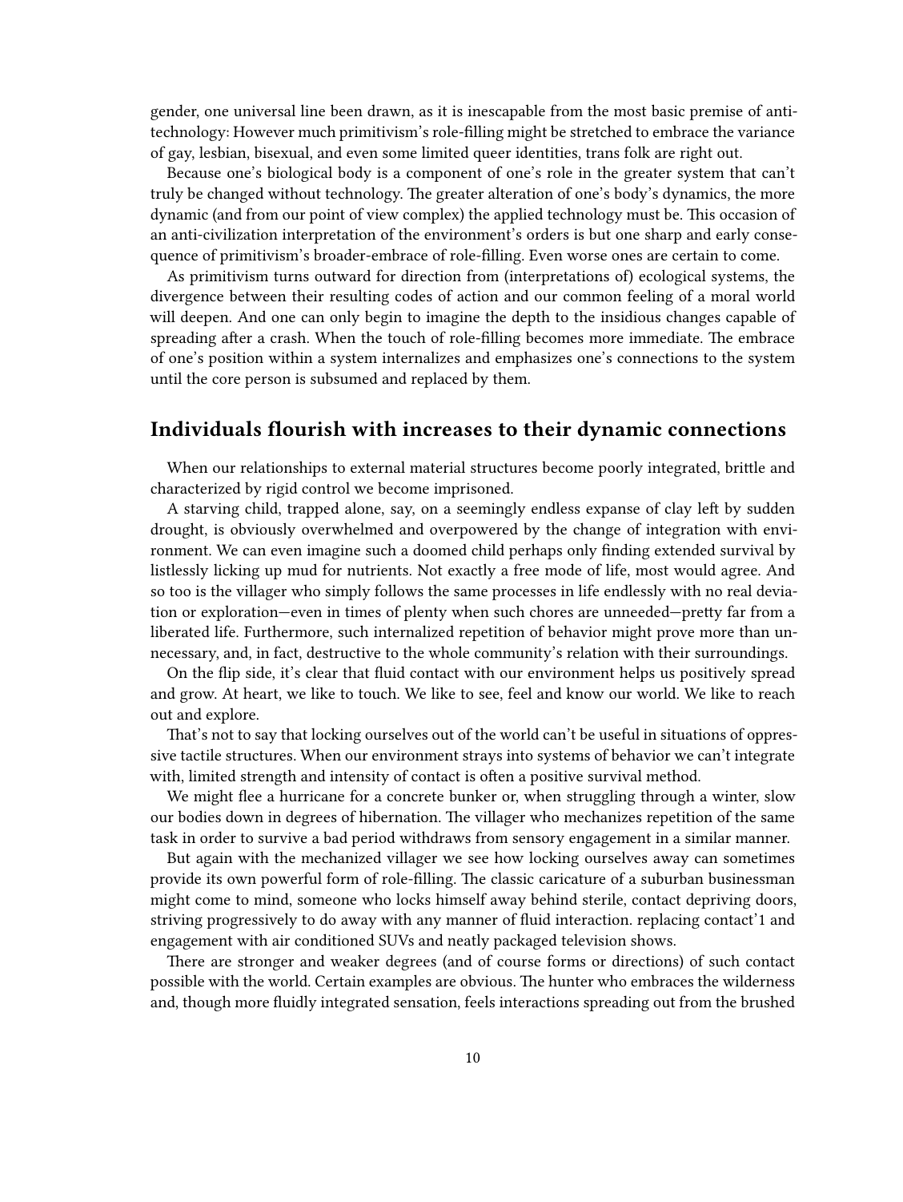gender, one universal line been drawn, as it is inescapable from the most basic premise of anti-technology: However much primitivism's role-filling might be stretched to embrace the variance of gay, lesbian, bisexual, and even some limited queer identities, trans folk are right out.

Because one's biological body is a component of one's role in the greater system that can't truly be changed without technology. The greater alteration of one's body's dynamics, the more dynamic (and from our point of view complex) the applied technology must be. This occasion of an anti-civilization interpretation of the environment's orders is but one sharp and early consequence of primitivism's broader-embrace of role-filling. Even worse ones are certain to come.

As primitivism turns outward for direction from (interpretations of) ecological systems, the divergence between their resulting codes of action and our common feeling of a moral world will deepen. And one can only begin to imagine the depth to the insidious changes capable of spreading after a crash. When the touch of role-filling becomes more immediate. The embrace of one's position within a system internalizes and emphasizes one's connections to the system until the core person is subsumed and replaced by them.

## Individuals flourish with increases to their dynamic connections

When our relationships to external material structures become poorly integrated, brittle and characterized by rigid control we become imprisoned.

A starving child, trapped alone, say, on a seemingly endless expanse of clay left by sudden drought, is obviously overwhelmed and overpowered by the change of integration with environment. We can even imagine such a doomed child perhaps only finding extended survival by listlessly licking up mud for nutrients. Not exactly a free mode of life, most would agree. And so too is the villager who simply follows the same processes in life endlessly with no real deviation or exploration—even in times of plenty when such chores are unneeded—pretty far from a liberated life. Furthermore, such internalized repetition of behavior might prove more than unnecessary, and, in fact, destructive to the whole community's relation with their surroundings.

On the flip side, it's clear that fluid contact with our environment helps us positively spread and grow. At heart, we like to touch. We like to see, feel and know our world. We like to reach out and explore.

That's not to say that locking ourselves out of the world can't be useful in situations of oppressive tactile structures. When our environment strays into systems of behavior we can't integrate with, limited strength and intensity of contact is often a positive survival method.

We might flee a hurricane for a concrete bunker or, when struggling through a winter, slow our bodies down in degrees of hibernation. The villager who mechanizes repetition of the same task in order to survive a bad period withdraws from sensory engagement in a similar manner.

But again with the mechanized villager we see how locking ourselves away can sometimes provide its own powerful form of role-filling. The classic caricature of a suburban businessman might come to mind, someone who locks himself away behind sterile, contact depriving doors, striving progressively to do away with any manner of fluid interaction. replacing contact'1 and engagement with air conditioned SUVs and neatly packaged television shows.

There are stronger and weaker degrees (and of course forms or directions) of such contact possible with the world. Certain examples are obvious. The hunter who embraces the wilderness and, though more fluidly integrated sensation, feels interactions spreading out from the brushed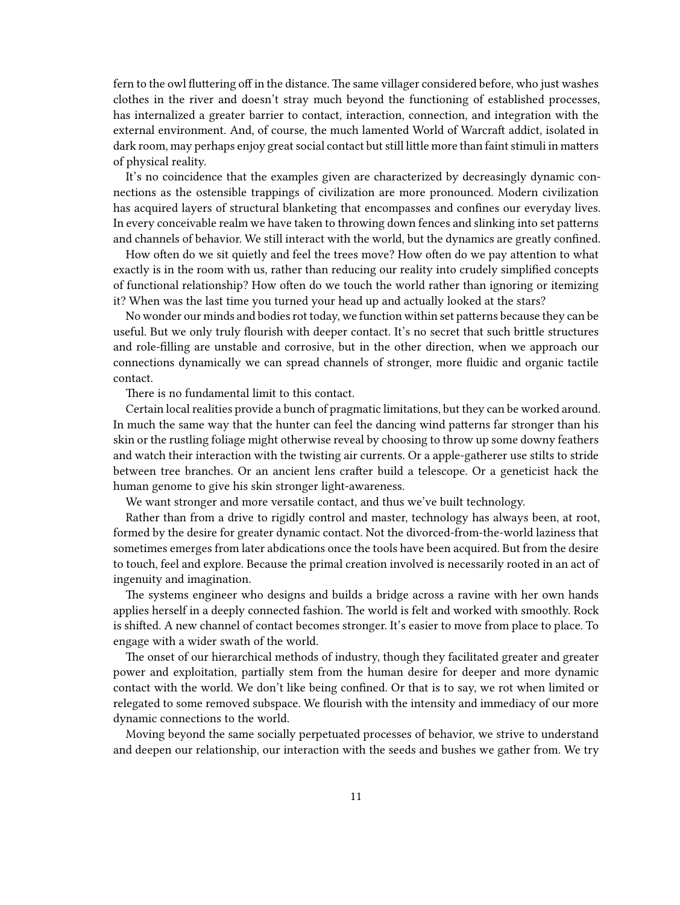fern to the owl fluttering off in the distance. The same villager considered before, who just washes clothes in the river and doesn't stray much beyond the functioning of established processes, has internalized a greater barrier to contact, interaction, connection, and integration with the external environment. And, of course, the much lamented World of Warcraft addict, isolated in dark room, may perhaps enjoy great social contact but still little more than faint stimuli in matters of physical reality.

It's no coincidence that the examples given are characterized by decreasingly dynamic connections as the ostensible trappings of civilization are more pronounced. Modern civilization has acquired layers of structural blanketing that encompasses and confines our everyday lives. In every conceivable realm we have taken to throwing down fences and slinking into set patterns and channels of behavior. We still interact with the world, but the dynamics are greatly confined.

How often do we sit quietly and feel the trees move? How often do we pay attention to what exactly is in the room with us, rather than reducing our reality into crudely simplified concepts of functional relationship? How often do we touch the world rather than ignoring or itemizing it? When was the last time you turned your head up and actually looked at the stars?

No wonder our minds and bodies rot today, we function within set patterns because they can be useful. But we only truly flourish with deeper contact. It's no secret that such brittle structures and role-filling are unstable and corrosive, but in the other direction, when we approach our connections dynamically we can spread channels of stronger, more fluidic and organic tactile contact.

There is no fundamental limit to this contact.

Certain local realities provide a bunch of pragmatic limitations, but they can be worked around. In much the same way that the hunter can feel the dancing wind patterns far stronger than his skin or the rustling foliage might otherwise reveal by choosing to throw up some downy feathers and watch their interaction with the twisting air currents. Or a apple-gatherer use stilts to stride between tree branches. Or an ancient lens crafter build a telescope. Or a geneticist hack the human genome to give his skin stronger light-awareness.

We want stronger and more versatile contact, and thus we've built technology.

Rather than from a drive to rigidly control and master, technology has always been, at root, formed by the desire for greater dynamic contact. Not the divorced-from-the-world laziness that sometimes emerges from later abdications once the tools have been acquired. But from the desire to touch, feel and explore. Because the primal creation involved is necessarily rooted in an act of ingenuity and imagination.

The systems engineer who designs and builds a bridge across a ravine with her own hands applies herself in a deeply connected fashion. The world is felt and worked with smoothly. Rock is shifted. A new channel of contact becomes stronger. It's easier to move from place to place. To engage with a wider swath of the world.

The onset of our hierarchical methods of industry, though they facilitated greater and greater power and exploitation, partially stem from the human desire for deeper and more dynamic contact with the world. We don't like being confined. Or that is to say, we rot when limited or relegated to some removed subspace. We flourish with the intensity and immediacy of our more dynamic connections to the world.

Moving beyond the same socially perpetuated processes of behavior, we strive to understand and deepen our relationship, our interaction with the seeds and bushes we gather from. We try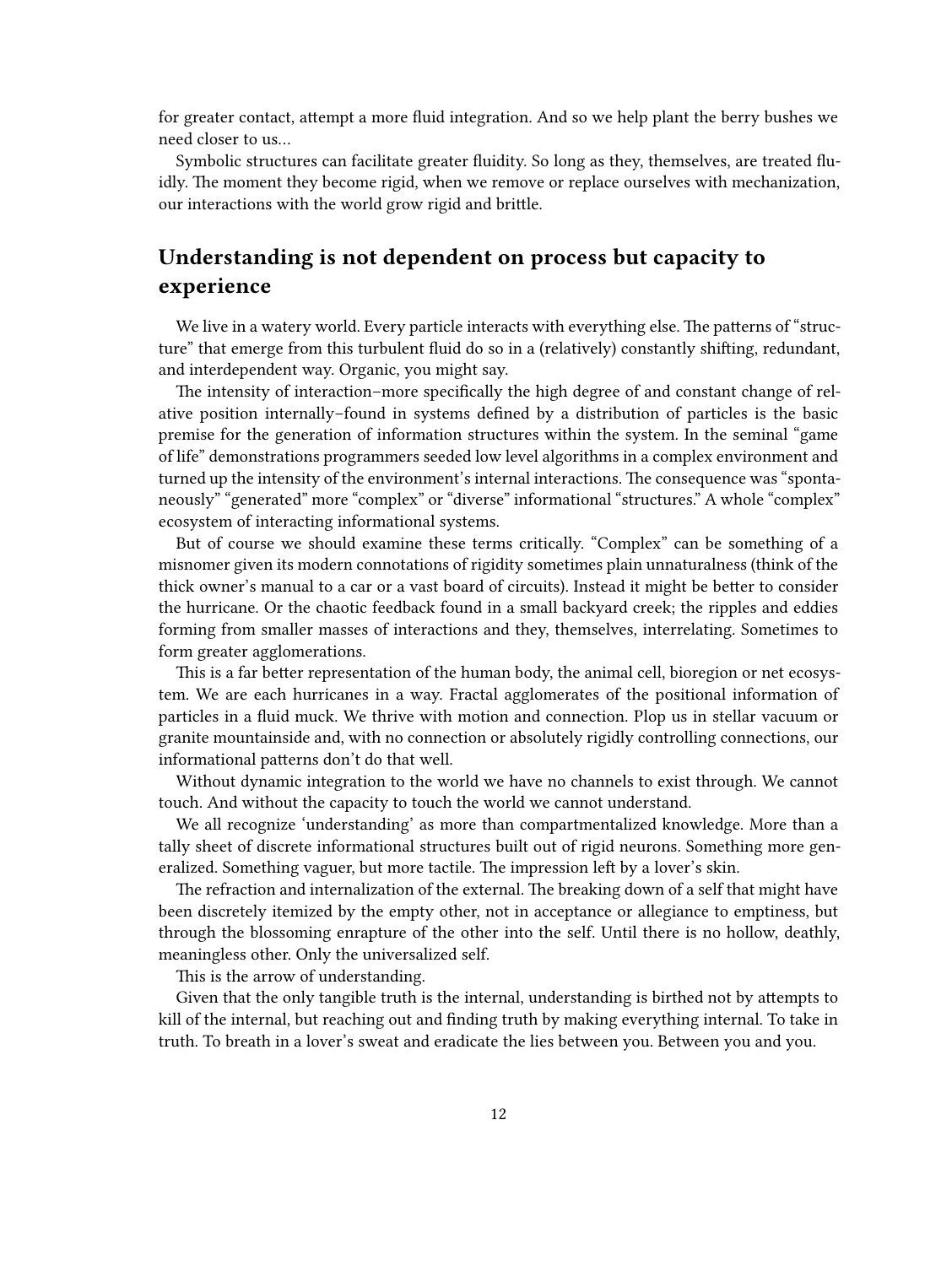for greater contact, attempt a more fluid integration. And so we help plant the berry bushes we need closer to us…

Symbolic structures can facilitate greater fluidity. So long as they, themselves, are treated fluidly. The moment they become rigid, when we remove or replace ourselves with mechanization, our interactions with the world grow rigid and brittle.

## Understanding is not dependent on process but capacity to experience

We live in a watery world. Every particle interacts with everything else. The patterns of "structure" that emerge from this turbulent fluid do so in a (relatively) constantly shifting, redundant, and interdependent way. Organic, you might say.

The intensity of interaction–more specifically the high degree of and constant change of relative position internally–found in systems defined by a distribution of particles is the basic premise for the generation of information structures within the system. In the seminal "game of life" demonstrations programmers seeded low level algorithms in a complex environment and turned up the intensity of the environment's internal interactions. The consequence was "spontaneously" "generated" more "complex" or "diverse" informational "structures." A whole "complex" ecosystem of interacting informational systems.

But of course we should examine these terms critically. "Complex" can be something of a misnomer given its modern connotations of rigidity sometimes plain unnaturalness (think of the thick owner's manual to a car or a vast board of circuits). Instead it might be better to consider the hurricane. Or the chaotic feedback found in a small backyard creek; the ripples and eddies forming from smaller masses of interactions and they, themselves, interrelating. Sometimes to form greater agglomerations.

This is a far better representation of the human body, the animal cell, bioregion or net ecosystem. We are each hurricanes in a way. Fractal agglomerates of the positional information of particles in a fluid muck. We thrive with motion and connection. Plop us in stellar vacuum or granite mountainside and, with no connection or absolutely rigidly controlling connections, our informational patterns don't do that well.

Without dynamic integration to the world we have no channels to exist through. We cannot touch. And without the capacity to touch the world we cannot understand.

We all recognize 'understanding' as more than compartmentalized knowledge. More than a tally sheet of discrete informational structures built out of rigid neurons. Something more generalized. Something vaguer, but more tactile. The impression left by a lover's skin.

The refraction and internalization of the external. The breaking down of a self that might have been discretely itemized by the empty other, not in acceptance or allegiance to emptiness, but through the blossoming enrapture of the other into the self. Until there is no hollow, deathly, meaningless other. Only the universalized self.

This is the arrow of understanding.

Given that the only tangible truth is the internal, understanding is birthed not by attempts to kill of the internal, but reaching out and finding truth by making everything internal. To take in truth. To breath in a lover's sweat and eradicate the lies between you. Between you and you.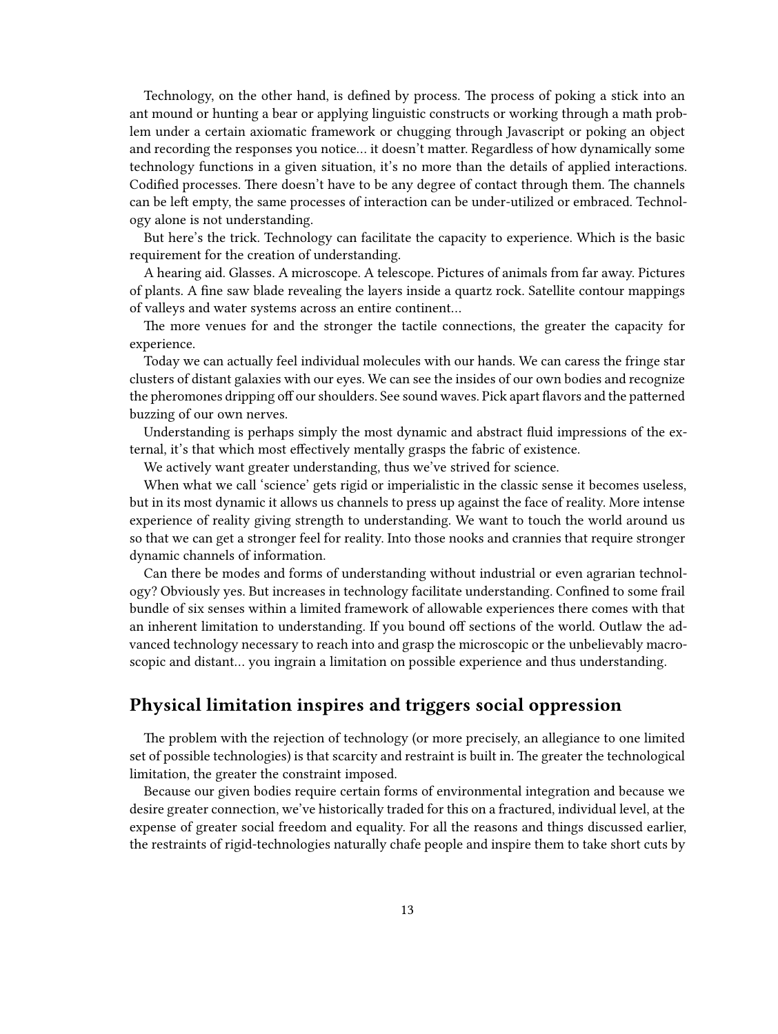Technology, on the other hand, is defined by process. The process of poking a stick into an ant mound or hunting a bear or applying linguistic constructs or working through a math problem under a certain axiomatic framework or chugging through Javascript or poking an object and recording the responses you notice… it doesn't matter. Regardless of how dynamically some technology functions in a given situation, it's no more than the details of applied interactions. Codified processes. There doesn't have to be any degree of contact through them. The channels can be left empty, the same processes of interaction can be under-utilized or embraced. Technology alone is not understanding.

But here's the trick. Technology can facilitate the capacity to experience. Which is the basic requirement for the creation of understanding.

A hearing aid. Glasses. A microscope. A telescope. Pictures of animals from far away. Pictures of plants. A fine saw blade revealing the layers inside a quartz rock. Satellite contour mappings of valleys and water systems across an entire continent…

The more venues for and the stronger the tactile connections, the greater the capacity for experience.

Today we can actually feel individual molecules with our hands. We can caress the fringe star clusters of distant galaxies with our eyes. We can see the insides of our own bodies and recognize the pheromones dripping off our shoulders. See sound waves. Pick apart flavors and the patterned buzzing of our own nerves.

Understanding is perhaps simply the most dynamic and abstract fluid impressions of the external, it's that which most effectively mentally grasps the fabric of existence.

We actively want greater understanding, thus we've strived for science.

When what we call 'science' gets rigid or imperialistic in the classic sense it becomes useless, but in its most dynamic it allows us channels to press up against the face of reality. More intense experience of reality giving strength to understanding. We want to touch the world around us so that we can get a stronger feel for reality. Into those nooks and crannies that require stronger dynamic channels of information.

Can there be modes and forms of understanding without industrial or even agrarian technology? Obviously yes. But increases in technology facilitate understanding. Confined to some frail bundle of six senses within a limited framework of allowable experiences there comes with that an inherent limitation to understanding. If you bound off sections of the world. Outlaw the advanced technology necessary to reach into and grasp the microscopic or the unbelievably macroscopic and distant… you ingrain a limitation on possible experience and thus understanding.

## Physical limitation inspires and triggers social oppression

The problem with the rejection of technology (or more precisely, an allegiance to one limited set of possible technologies) is that scarcity and restraint is built in. The greater the technological limitation, the greater the constraint imposed.

Because our given bodies require certain forms of environmental integration and because we desire greater connection, we've historically traded for this on a fractured, individual level, at the expense of greater social freedom and equality. For all the reasons and things discussed earlier, the restraints of rigid-technologies naturally chafe people and inspire them to take short cuts by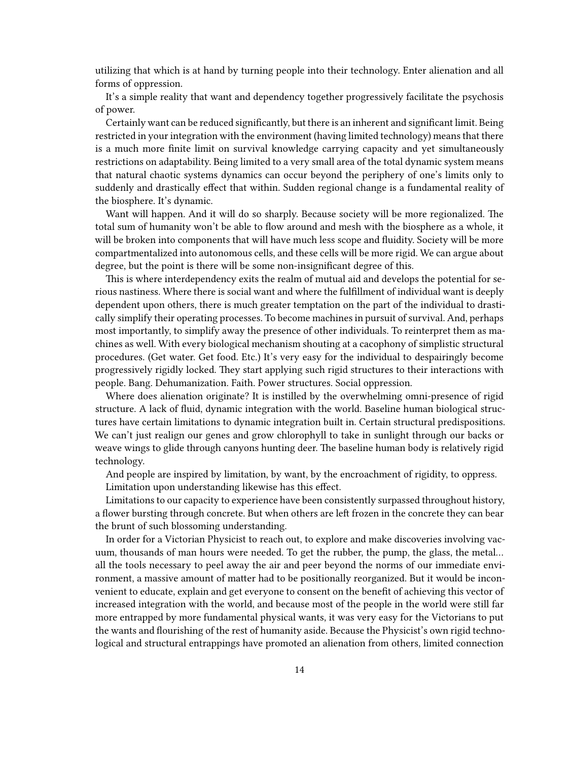utilizing that which is at hand by turning people into their technology. Enter alienation and all forms of oppression.

It's a simple reality that want and dependency together progressively facilitate the psychosis of power.

Certainly want can be reduced significantly, but there is an inherent and significant limit. Being restricted in your integration with the environment (having limited technology) means that there is a much more finite limit on survival knowledge carrying capacity and yet simultaneously restrictions on adaptability. Being limited to a very small area of the total dynamic system means that natural chaotic systems dynamics can occur beyond the periphery of one's limits only to suddenly and drastically effect that within. Sudden regional change is a fundamental reality of the biosphere. It's dynamic.

Want will happen. And it will do so sharply. Because society will be more regionalized. The total sum of humanity won't be able to flow around and mesh with the biosphere as a whole, it will be broken into components that will have much less scope and fluidity. Society will be more compartmentalized into autonomous cells, and these cells will be more rigid. We can argue about degree, but the point is there will be some non-insignificant degree of this.

This is where interdependency exits the realm of mutual aid and develops the potential for serious nastiness. Where there is social want and where the fulfillment of individual want is deeply dependent upon others, there is much greater temptation on the part of the individual to drastically simplify their operating processes. To become machines in pursuit of survival. And, perhaps most importantly, to simplify away the presence of other individuals. To reinterpret them as machines as well. With every biological mechanism shouting at a cacophony of simplistic structural procedures. (Get water. Get food. Etc.) It's very easy for the individual to despairingly become progressively rigidly locked. They start applying such rigid structures to their interactions with people. Bang. Dehumanization. Faith. Power structures. Social oppression.

Where does alienation originate? It is instilled by the overwhelming omni-presence of rigid structure. A lack of fluid, dynamic integration with the world. Baseline human biological structures have certain limitations to dynamic integration built in. Certain structural predispositions. We can't just realign our genes and grow chlorophyll to take in sunlight through our backs or weave wings to glide through canyons hunting deer. The baseline human body is relatively rigid technology.

And people are inspired by limitation, by want, by the encroachment of rigidity, to oppress.

Limitation upon understanding likewise has this effect.

Limitations to our capacity to experience have been consistently surpassed throughout history, a flower bursting through concrete. But when others are left frozen in the concrete they can bear the brunt of such blossoming understanding.

In order for a Victorian Physicist to reach out, to explore and make discoveries involving vacuum, thousands of man hours were needed. To get the rubber, the pump, the glass, the metal… all the tools necessary to peel away the air and peer beyond the norms of our immediate environment, a massive amount of matter had to be positionally reorganized. But it would be inconvenient to educate, explain and get everyone to consent on the benefit of achieving this vector of increased integration with the world, and because most of the people in the world were still far more entrapped by more fundamental physical wants, it was very easy for the Victorians to put the wants and flourishing of the rest of humanity aside. Because the Physicist's own rigid technological and structural entrappings have promoted an alienation from others, limited connection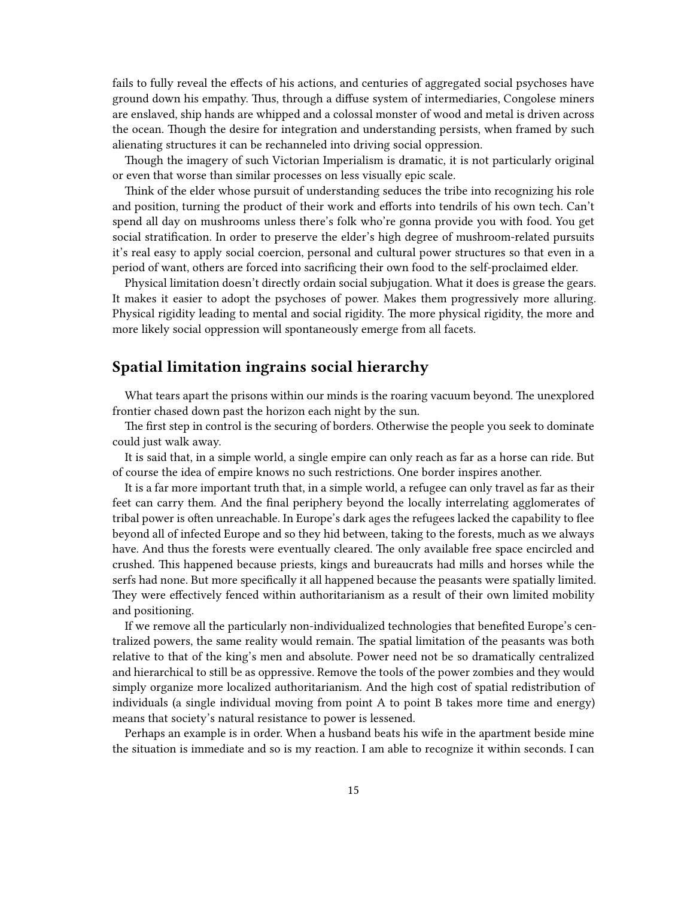fails to fully reveal the effects of his actions, and centuries of aggregated social psychoses have ground down his empathy. Thus, through a diffuse system of intermediaries, Congolese miners are enslaved, ship hands are whipped and a colossal monster of wood and metal is driven across the ocean. Though the desire for integration and understanding persists, when framed by such alienating structures it can be rechanneled into driving social oppression.

Though the imagery of such Victorian Imperialism is dramatic, it is not particularly original or even that worse than similar processes on less visually epic scale.

Think of the elder whose pursuit of understanding seduces the tribe into recognizing his role and position, turning the product of their work and efforts into tendrils of his own tech. Can't spend all day on mushrooms unless there's folk who're gonna provide you with food. You get social stratification. In order to preserve the elder's high degree of mushroom-related pursuits it's real easy to apply social coercion, personal and cultural power structures so that even in a period of want, others are forced into sacrificing their own food to the self-proclaimed elder.

Physical limitation doesn't directly ordain social subjugation. What it does is grease the gears. It makes it easier to adopt the psychoses of power. Makes them progressively more alluring. Physical rigidity leading to mental and social rigidity. The more physical rigidity, the more and more likely social oppression will spontaneously emerge from all facets.

## Spatial limitation ingrains social hierarchy

What tears apart the prisons within our minds is the roaring vacuum beyond. The unexplored frontier chased down past the horizon each night by the sun.

The first step in control is the securing of borders. Otherwise the people you seek to dominate could just walk away.

It is said that, in a simple world, a single empire can only reach as far as a horse can ride. But of course the idea of empire knows no such restrictions. One border inspires another.

It is a far more important truth that, in a simple world, a refugee can only travel as far as their feet can carry them. And the final periphery beyond the locally interrelating agglomerates of tribal power is often unreachable. In Europe's dark ages the refugees lacked the capability to flee beyond all of infected Europe and so they hid between, taking to the forests, much as we always have. And thus the forests were eventually cleared. The only available free space encircled and crushed. This happened because priests, kings and bureaucrats had mills and horses while the serfs had none. But more specifically it all happened because the peasants were spatially limited. They were effectively fenced within authoritarianism as a result of their own limited mobility and positioning.

If we remove all the particularly non-individualized technologies that benefited Europe's centralized powers, the same reality would remain. The spatial limitation of the peasants was both relative to that of the king's men and absolute. Power need not be so dramatically centralized and hierarchical to still be as oppressive. Remove the tools of the power zombies and they would simply organize more localized authoritarianism. And the high cost of spatial redistribution of individuals (a single individual moving from point A to point B takes more time and energy) means that society's natural resistance to power is lessened.

Perhaps an example is in order. When a husband beats his wife in the apartment beside mine the situation is immediate and so is my reaction. I am able to recognize it within seconds. I can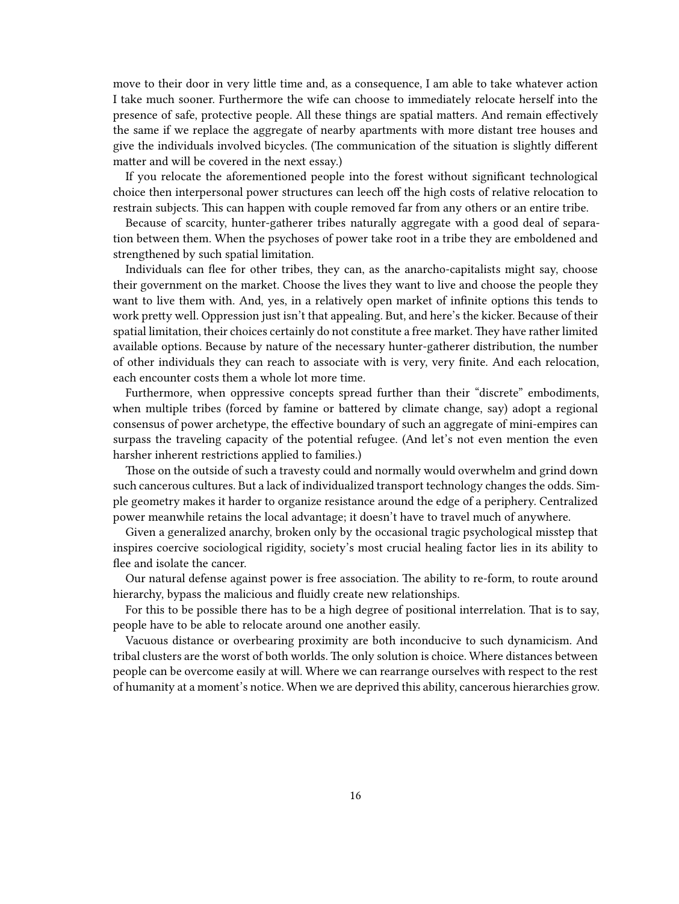move to their door in very little time and, as a consequence, I am able to take whatever action I take much sooner. Furthermore the wife can choose to immediately relocate herself into the presence of safe, protective people. All these things are spatial matters. And remain effectively the same if we replace the aggregate of nearby apartments with more distant tree houses and give the individuals involved bicycles. (The communication of the situation is slightly different matter and will be covered in the next essay.)

If you relocate the aforementioned people into the forest without significant technological choice then interpersonal power structures can leech off the high costs of relative relocation to restrain subjects. This can happen with couple removed far from any others or an entire tribe.

Because of scarcity, hunter-gatherer tribes naturally aggregate with a good deal of separation between them. When the psychoses of power take root in a tribe they are emboldened and strengthened by such spatial limitation.

Individuals can flee for other tribes, they can, as the anarcho-capitalists might say, choose their government on the market. Choose the lives they want to live and choose the people they want to live them with. And, yes, in a relatively open market of infinite options this tends to work pretty well. Oppression just isn't that appealing. But, and here's the kicker. Because of their spatial limitation, their choices certainly do not constitute a free market. They have rather limited available options. Because by nature of the necessary hunter-gatherer distribution, the number of other individuals they can reach to associate with is very, very finite. And each relocation, each encounter costs them a whole lot more time.

Furthermore, when oppressive concepts spread further than their "discrete" embodiments, when multiple tribes (forced by famine or battered by climate change, say) adopt a regional consensus of power archetype, the effective boundary of such an aggregate of mini-empires can surpass the traveling capacity of the potential refugee. (And let's not even mention the even harsher inherent restrictions applied to families.)

Those on the outside of such a travesty could and normally would overwhelm and grind down such cancerous cultures. But a lack of individualized transport technology changes the odds. Simple geometry makes it harder to organize resistance around the edge of a periphery. Centralized power meanwhile retains the local advantage; it doesn't have to travel much of anywhere.

Given a generalized anarchy, broken only by the occasional tragic psychological misstep that inspires coercive sociological rigidity, society's most crucial healing factor lies in its ability to flee and isolate the cancer.

Our natural defense against power is free association. The ability to re-form, to route around hierarchy, bypass the malicious and fluidly create new relationships.

For this to be possible there has to be a high degree of positional interrelation. That is to say, people have to be able to relocate around one another easily.

Vacuous distance or overbearing proximity are both inconducive to such dynamicism. And tribal clusters are the worst of both worlds. The only solution is choice. Where distances between people can be overcome easily at will. Where we can rearrange ourselves with respect to the rest of humanity at a moment's notice. When we are deprived this ability, cancerous hierarchies grow.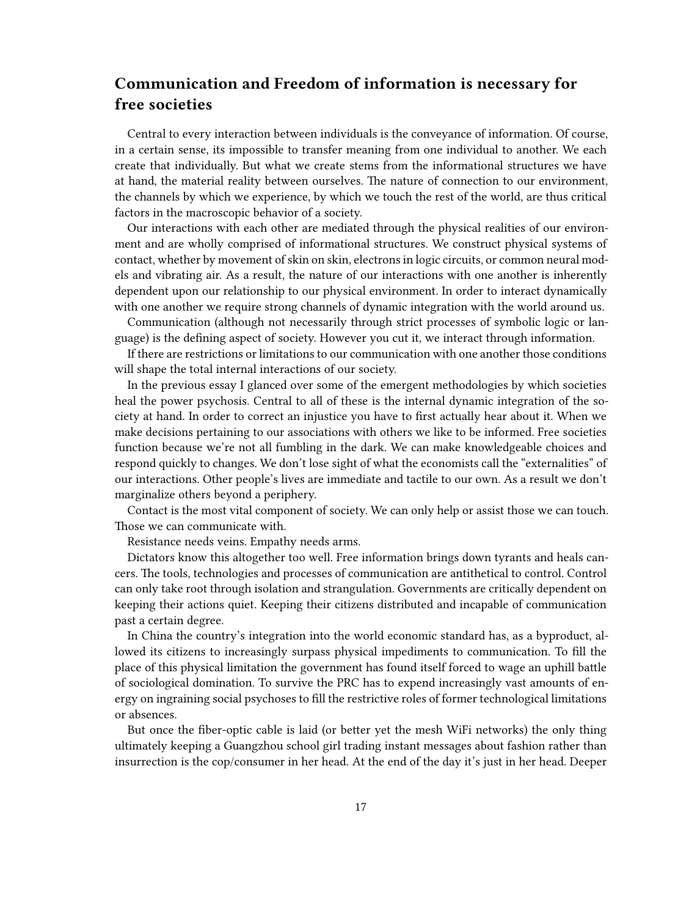## Communication and Freedom of information is necessary for free societies

Central to every interaction between individuals is the conveyance of information. Of course, in a certain sense, its impossible to transfer meaning from one individual to another. We each create that individually. But what we create stems from the informational structures we have at hand, the material reality between ourselves. The nature of connection to our environment, the channels by which we experience, by which we touch the rest of the world, are thus critical factors in the macroscopic behavior of a society.

Our interactions with each other are mediated through the physical realities of our environment and are wholly comprised of informational structures. We construct physical systems of contact, whether by movement of skin on skin, electrons in logic circuits, or common neural models and vibrating air. As a result, the nature of our interactions with one another is inherently dependent upon our relationship to our physical environment. In order to interact dynamically with one another we require strong channels of dynamic integration with the world around us.

Communication (although not necessarily through strict processes of symbolic logic or language) is the defining aspect of society. However you cut it, we interact through information.

If there are restrictions or limitations to our communication with one another those conditions will shape the total internal interactions of our society.

In the previous essay I glanced over some of the emergent methodologies by which societies heal the power psychosis. Central to all of these is the internal dynamic integration of the society at hand. In order to correct an injustice you have to first actually hear about it. When we make decisions pertaining to our associations with others we like to be informed. Free societies function because we're not all fumbling in the dark. We can make knowledgeable choices and respond quickly to changes. We don't lose sight of what the economists call the "externalities" of our interactions. Other people's lives are immediate and tactile to our own. As a result we don't marginalize others beyond a periphery.

Contact is the most vital component of society. We can only help or assist those we can touch. Those we can communicate with.

Resistance needs veins. Empathy needs arms.

Dictators know this altogether too well. Free information brings down tyrants and heals cancers. The tools, technologies and processes of communication are antithetical to control. Control can only take root through isolation and strangulation. Governments are critically dependent on keeping their actions quiet. Keeping their citizens distributed and incapable of communication past a certain degree.

In China the country's integration into the world economic standard has, as a byproduct, allowed its citizens to increasingly surpass physical impediments to communication. To fill the place of this physical limitation the government has found itself forced to wage an uphill battle of sociological domination. To survive the PRC has to expend increasingly vast amounts of energy on ingraining social psychoses to fill the restrictive roles of former technological limitations or absences.

But once the fiber-optic cable is laid (or better yet the mesh WiFi networks) the only thing ultimately keeping a Guangzhou school girl trading instant messages about fashion rather than insurrection is the cop/consumer in her head. At the end of the day it's just in her head. Deeper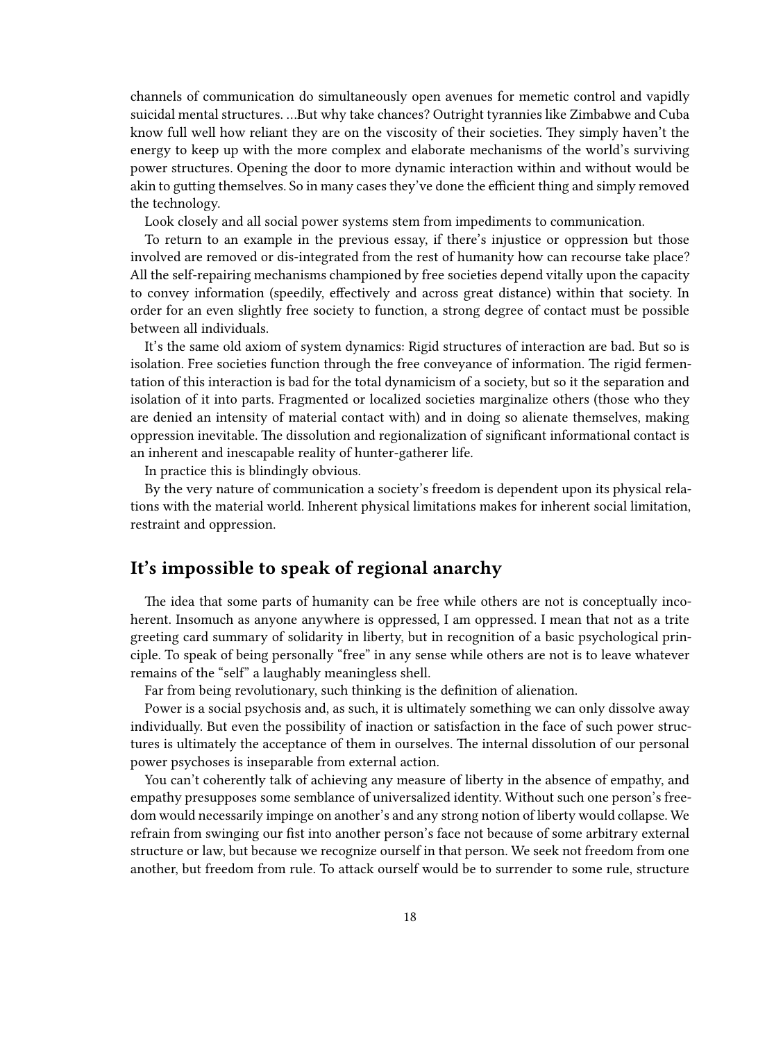channels of communication do simultaneously open avenues for memetic control and vapidly suicidal mental structures. …But why take chances? Outright tyrannies like Zimbabwe and Cuba know full well how reliant they are on the viscosity of their societies. They simply haven't the energy to keep up with the more complex and elaborate mechanisms of the world's surviving power structures. Opening the door to more dynamic interaction within and without would be akin to gutting themselves. So in many cases they've done the efficient thing and simply removed the technology.

Look closely and all social power systems stem from impediments to communication.

To return to an example in the previous essay, if there's injustice or oppression but those involved are removed or dis-integrated from the rest of humanity how can recourse take place? All the self-repairing mechanisms championed by free societies depend vitally upon the capacity to convey information (speedily, effectively and across great distance) within that society. In order for an even slightly free society to function, a strong degree of contact must be possible between all individuals.

It's the same old axiom of system dynamics: Rigid structures of interaction are bad. But so is isolation. Free societies function through the free conveyance of information. The rigid fermentation of this interaction is bad for the total dynamicism of a society, but so it the separation and isolation of it into parts. Fragmented or localized societies marginalize others (those who they are denied an intensity of material contact with) and in doing so alienate themselves, making oppression inevitable. The dissolution and regionalization of significant informational contact is an inherent and inescapable reality of hunter-gatherer life.

In practice this is blindingly obvious.

By the very nature of communication a society's freedom is dependent upon its physical relations with the material world. Inherent physical limitations makes for inherent social limitation, restraint and oppression.

## It's impossible to speak of regional anarchy

The idea that some parts of humanity can be free while others are not is conceptually incoherent. Insomuch as anyone anywhere is oppressed, I am oppressed. I mean that not as a trite greeting card summary of solidarity in liberty, but in recognition of a basic psychological principle. To speak of being personally "free" in any sense while others are not is to leave whatever remains of the "self" a laughably meaningless shell.

Far from being revolutionary, such thinking is the definition of alienation.

Power is a social psychosis and, as such, it is ultimately something we can only dissolve away individually. But even the possibility of inaction or satisfaction in the face of such power structures is ultimately the acceptance of them in ourselves. The internal dissolution of our personal power psychoses is inseparable from external action.

You can't coherently talk of achieving any measure of liberty in the absence of empathy, and empathy presupposes some semblance of universalized identity. Without such one person's freedom would necessarily impinge on another's and any strong notion of liberty would collapse. We refrain from swinging our fist into another person's face not because of some arbitrary external structure or law, but because we recognize ourself in that person. We seek not freedom from one another, but freedom from rule. To attack ourself would be to surrender to some rule, structure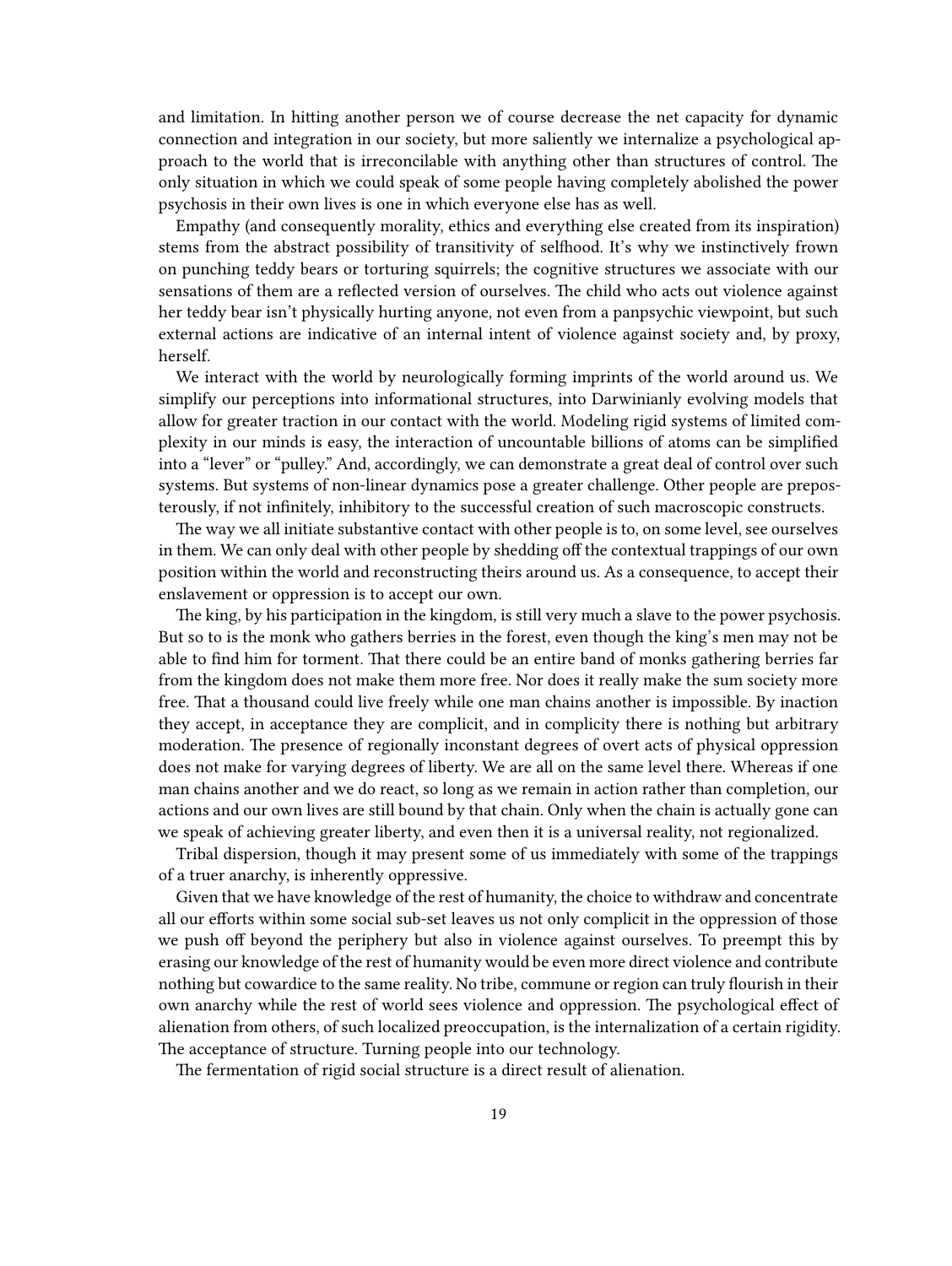and limitation. In hitting another person we of course decrease the net capacity for dynamic connection and integration in our society, but more saliently we internalize a psychological approach to the world that is irreconcilable with anything other than structures of control. The only situation in which we could speak of some people having completely abolished the power psychosis in their own lives is one in which everyone else has as well.

Empathy (and consequently morality, ethics and everything else created from its inspiration) stems from the abstract possibility of transitivity of selfhood. It's why we instinctively frown on punching teddy bears or torturing squirrels; the cognitive structures we associate with our sensations of them are a reflected version of ourselves. The child who acts out violence against her teddy bear isn't physically hurting anyone, not even from a panpsychic viewpoint, but such external actions are indicative of an internal intent of violence against society and, by proxy, herself.

We interact with the world by neurologically forming imprints of the world around us. We simplify our perceptions into informational structures, into Darwinianly evolving models that allow for greater traction in our contact with the world. Modeling rigid systems of limited complexity in our minds is easy, the interaction of uncountable billions of atoms can be simplified into a "lever" or "pulley." And, accordingly, we can demonstrate a great deal of control over such systems. But systems of non-linear dynamics pose a greater challenge. Other people are preposterously, if not infinitely, inhibitory to the successful creation of such macroscopic constructs.

The way we all initiate substantive contact with other people is to, on some level, see ourselves in them. We can only deal with other people by shedding off the contextual trappings of our own position within the world and reconstructing theirs around us. As a consequence, to accept their enslavement or oppression is to accept our own.

The king, by his participation in the kingdom, is still very much a slave to the power psychosis. But so to is the monk who gathers berries in the forest, even though the king's men may not be able to find him for torment. That there could be an entire band of monks gathering berries far from the kingdom does not make them more free. Nor does it really make the sum society more free. That a thousand could live freely while one man chains another is impossible. By inaction they accept, in acceptance they are complicit, and in complicity there is nothing but arbitrary moderation. The presence of regionally inconstant degrees of overt acts of physical oppression does not make for varying degrees of liberty. We are all on the same level there. Whereas if one man chains another and we do react, so long as we remain in action rather than completion, our actions and our own lives are still bound by that chain. Only when the chain is actually gone can we speak of achieving greater liberty, and even then it is a universal reality, not regionalized.

Tribal dispersion, though it may present some of us immediately with some of the trappings of a truer anarchy, is inherently oppressive.

Given that we have knowledge of the rest of humanity, the choice to withdraw and concentrate all our efforts within some social sub-set leaves us not only complicit in the oppression of those we push off beyond the periphery but also in violence against ourselves. To preempt this by erasing our knowledge of the rest of humanity would be even more direct violence and contribute nothing but cowardice to the same reality. No tribe, commune or region can truly flourish in their own anarchy while the rest of world sees violence and oppression. The psychological effect of alienation from others, of such localized preoccupation, is the internalization of a certain rigidity. The acceptance of structure. Turning people into our technology.

The fermentation of rigid social structure is a direct result of alienation.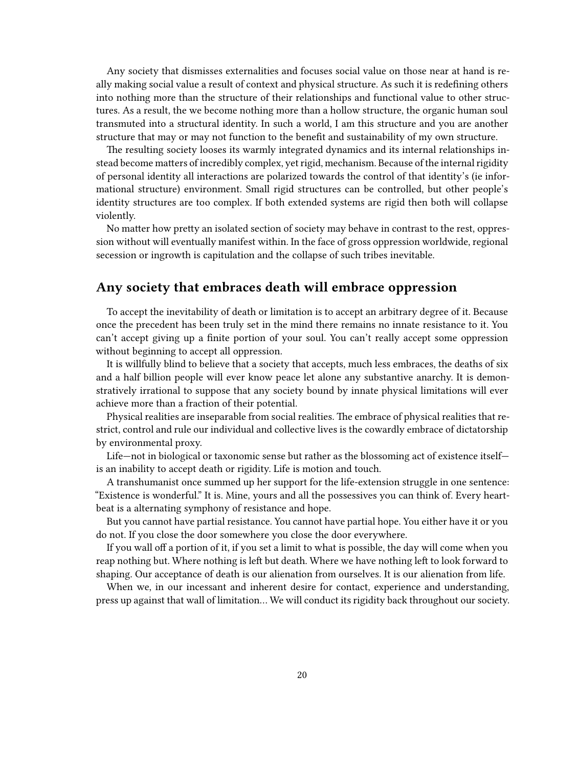Any society that dismisses externalities and focuses social value on those near at hand is really making social value a result of context and physical structure. As such it is redefining others into nothing more than the structure of their relationships and functional value to other structures. As a result, the we become nothing more than a hollow structure, the organic human soul transmuted into a structural identity. In such a world, I am this structure and you are another structure that may or may not function to the benefit and sustainability of my own structure.

The resulting society looses its warmly integrated dynamics and its internal relationships instead become matters of incredibly complex, yet rigid, mechanism. Because of the internal rigidity of personal identity all interactions are polarized towards the control of that identity's (ie informational structure) environment. Small rigid structures can be controlled, but other people's identity structures are too complex. If both extended systems are rigid then both will collapse violently.

No matter how pretty an isolated section of society may behave in contrast to the rest, oppression without will eventually manifest within. In the face of gross oppression worldwide, regional secession or ingrowth is capitulation and the collapse of such tribes inevitable.

## Any society that embraces death will embrace oppression

To accept the inevitability of death or limitation is to accept an arbitrary degree of it. Because once the precedent has been truly set in the mind there remains no innate resistance to it. You can't accept giving up a finite portion of your soul. You can't really accept some oppression without beginning to accept all oppression.

It is willfully blind to believe that a society that accepts, much less embraces, the deaths of six and a half billion people will ever know peace let alone any substantive anarchy. It is demonstratively irrational to suppose that any society bound by innate physical limitations will ever achieve more than a fraction of their potential.

Physical realities are inseparable from social realities. The embrace of physical realities that restrict, control and rule our individual and collective lives is the cowardly embrace of dictatorship by environmental proxy.

Life—not in biological or taxonomic sense but rather as the blossoming act of existence itself—is an inability to accept death or rigidity. Life is motion and touch.

A transhumanist once summed up her support for the life-extension struggle in one sentence: "Existence is wonderful." It is. Mine, yours and all the possessives you can think of. Every heartbeat is a alternating symphony of resistance and hope.

But you cannot have partial resistance. You cannot have partial hope. You either have it or you do not. If you close the door somewhere you close the door everywhere.

If you wall off a portion of it, if you set a limit to what is possible, the day will come when you reap nothing but. Where nothing is left but death. Where we have nothing left to look forward to shaping. Our acceptance of death is our alienation from ourselves. It is our alienation from life.

When we, in our incessant and inherent desire for contact, experience and understanding, press up against that wall of limitation… We will conduct its rigidity back throughout our society.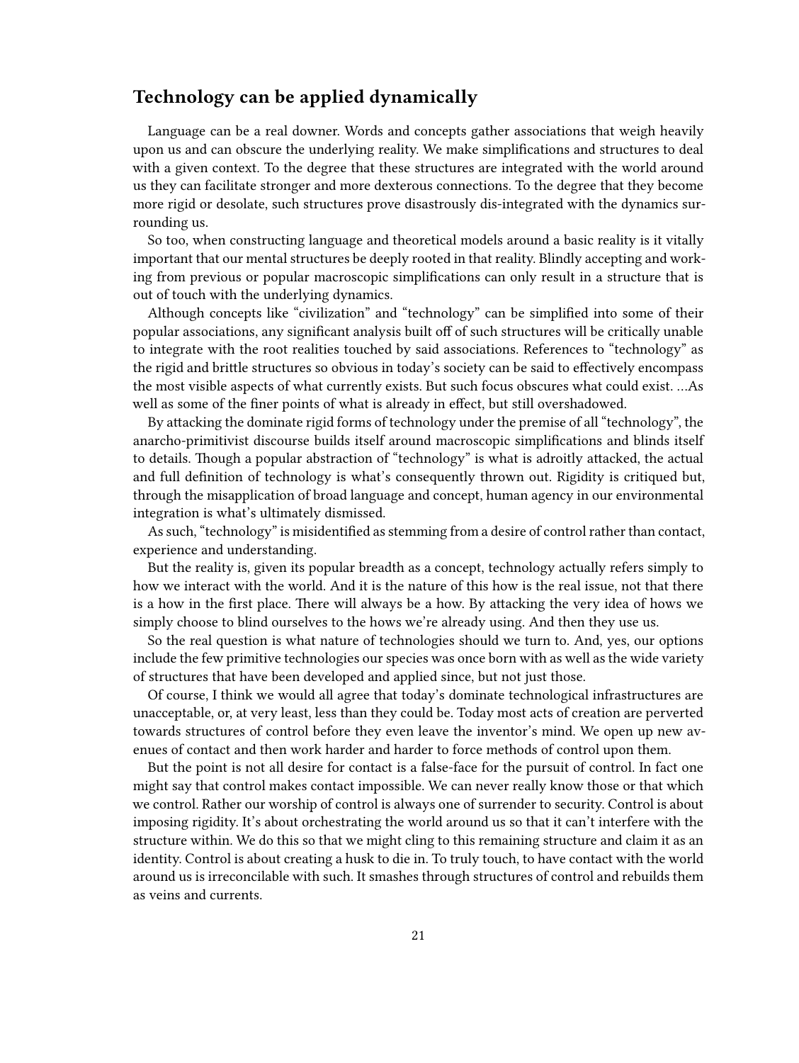## Technology can be applied dynamically

Language can be a real downer. Words and concepts gather associations that weigh heavily upon us and can obscure the underlying reality. We make simplifications and structures to deal with a given context. To the degree that these structures are integrated with the world around us they can facilitate stronger and more dexterous connections. To the degree that they become more rigid or desolate, such structures prove disastrously dis-integrated with the dynamics surrounding us.

So too, when constructing language and theoretical models around a basic reality is it vitally important that our mental structures be deeply rooted in that reality. Blindly accepting and working from previous or popular macroscopic simplifications can only result in a structure that is out of touch with the underlying dynamics.

Although concepts like "civilization" and "technology" can be simplified into some of their popular associations, any significant analysis built off of such structures will be critically unable to integrate with the root realities touched by said associations. References to "technology" as the rigid and brittle structures so obvious in today's society can be said to effectively encompass the most visible aspects of what currently exists. But such focus obscures what could exist. …As well as some of the finer points of what is already in effect, but still overshadowed.

By attacking the dominate rigid forms of technology under the premise of all "technology", the anarcho-primitivist discourse builds itself around macroscopic simplifications and blinds itself to details. Though a popular abstraction of "technology" is what is adroitly attacked, the actual and full definition of technology is what's consequently thrown out. Rigidity is critiqued but, through the misapplication of broad language and concept, human agency in our environmental integration is what's ultimately dismissed.

As such, "technology" is misidentified as stemming from a desire of control rather than contact, experience and understanding.

But the reality is, given its popular breadth as a concept, technology actually refers simply to how we interact with the world. And it is the nature of this how is the real issue, not that there is a how in the first place. There will always be a how. By attacking the very idea of hows we simply choose to blind ourselves to the hows we're already using. And then they use us.

So the real question is what nature of technologies should we turn to. And, yes, our options include the few primitive technologies our species was once born with as well as the wide variety of structures that have been developed and applied since, but not just those.

Of course, I think we would all agree that today's dominate technological infrastructures are unacceptable, or, at very least, less than they could be. Today most acts of creation are perverted towards structures of control before they even leave the inventor's mind. We open up new avenues of contact and then work harder and harder to force methods of control upon them.

But the point is not all desire for contact is a false-face for the pursuit of control. In fact one might say that control makes contact impossible. We can never really know those or that which we control. Rather our worship of control is always one of surrender to security. Control is about imposing rigidity. It's about orchestrating the world around us so that it can't interfere with the structure within. We do this so that we might cling to this remaining structure and claim it as an identity. Control is about creating a husk to die in. To truly touch, to have contact with the world around us is irreconcilable with such. It smashes through structures of control and rebuilds them as veins and currents.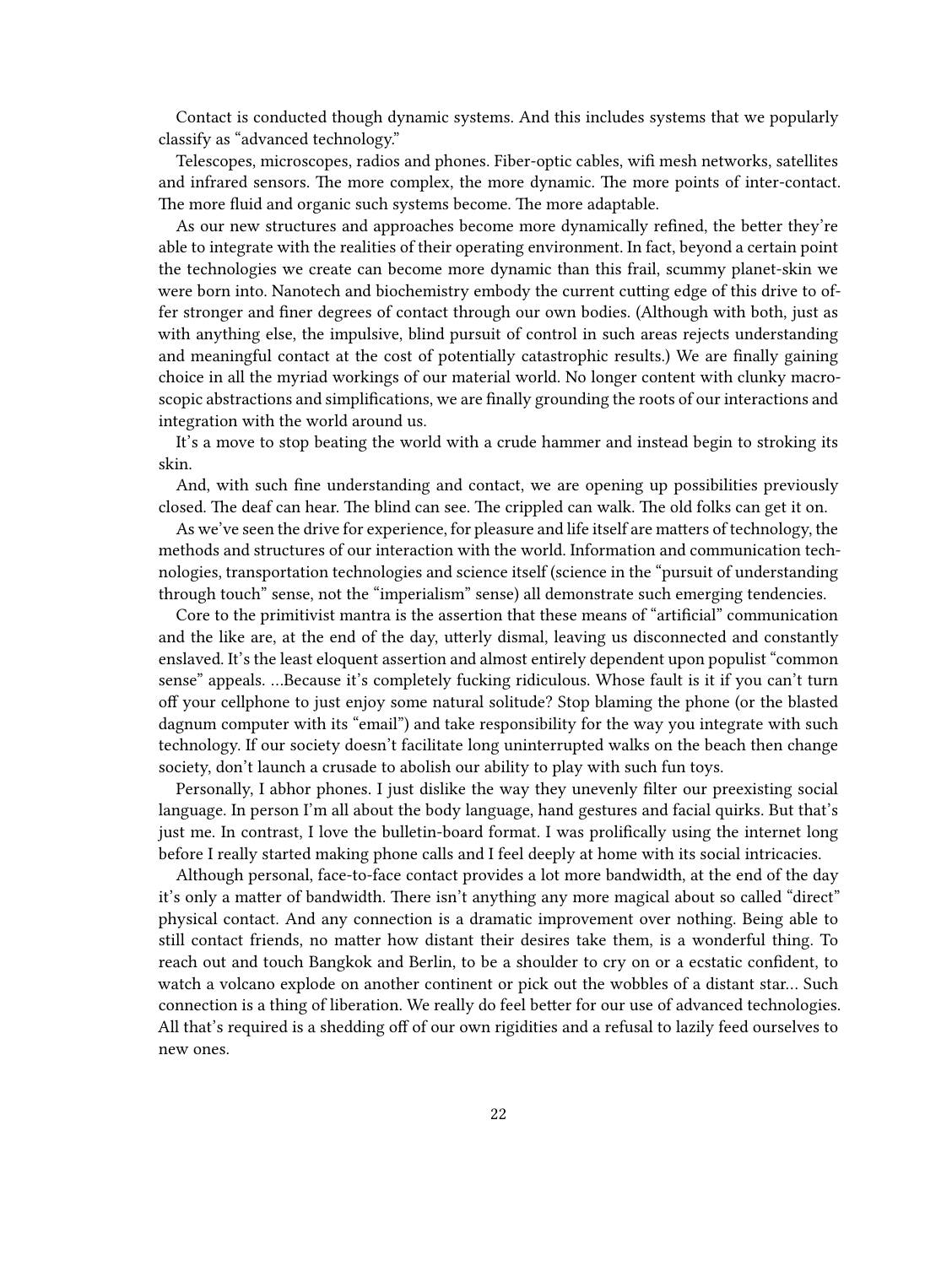Contact is conducted though dynamic systems. And this includes systems that we popularly classify as "advanced technology."

Telescopes, microscopes, radios and phones. Fiber-optic cables, wifi mesh networks, satellites and infrared sensors. The more complex, the more dynamic. The more points of inter-contact. The more fluid and organic such systems become. The more adaptable.

As our new structures and approaches become more dynamically refined, the better they're able to integrate with the realities of their operating environment. In fact, beyond a certain point the technologies we create can become more dynamic than this frail, scummy planet-skin we were born into. Nanotech and biochemistry embody the current cutting edge of this drive to offer stronger and finer degrees of contact through our own bodies. (Although with both, just as with anything else, the impulsive, blind pursuit of control in such areas rejects understanding and meaningful contact at the cost of potentially catastrophic results.) We are finally gaining choice in all the myriad workings of our material world. No longer content with clunky macroscopic abstractions and simplifications, we are finally grounding the roots of our interactions and integration with the world around us.

It's a move to stop beating the world with a crude hammer and instead begin to stroking its skin.

And, with such fine understanding and contact, we are opening up possibilities previously closed. The deaf can hear. The blind can see. The crippled can walk. The old folks can get it on.

As we've seen the drive for experience, for pleasure and life itself are matters of technology, the methods and structures of our interaction with the world. Information and communication technologies, transportation technologies and science itself (science in the "pursuit of understanding through touch" sense, not the "imperialism" sense) all demonstrate such emerging tendencies.

Core to the primitivist mantra is the assertion that these means of "artificial" communication and the like are, at the end of the day, utterly dismal, leaving us disconnected and constantly enslaved. It's the least eloquent assertion and almost entirely dependent upon populist "common sense" appeals. …Because it's completely fucking ridiculous. Whose fault is it if you can't turn off your cellphone to just enjoy some natural solitude? Stop blaming the phone (or the blasted dagnum computer with its "email") and take responsibility for the way you integrate with such technology. If our society doesn't facilitate long uninterrupted walks on the beach then change society, don't launch a crusade to abolish our ability to play with such fun toys.

Personally, I abhor phones. I just dislike the way they unevenly filter our preexisting social language. In person I'm all about the body language, hand gestures and facial quirks. But that's just me. In contrast, I love the bulletin-board format. I was prolifically using the internet long before I really started making phone calls and I feel deeply at home with its social intricacies.

Although personal, face-to-face contact provides a lot more bandwidth, at the end of the day it's only a matter of bandwidth. There isn't anything any more magical about so called "direct" physical contact. And any connection is a dramatic improvement over nothing. Being able to still contact friends, no matter how distant their desires take them, is a wonderful thing. To reach out and touch Bangkok and Berlin, to be a shoulder to cry on or a ecstatic confident, to watch a volcano explode on another continent or pick out the wobbles of a distant star… Such connection is a thing of liberation. We really do feel better for our use of advanced technologies. All that's required is a shedding off of our own rigidities and a refusal to lazily feed ourselves to new ones.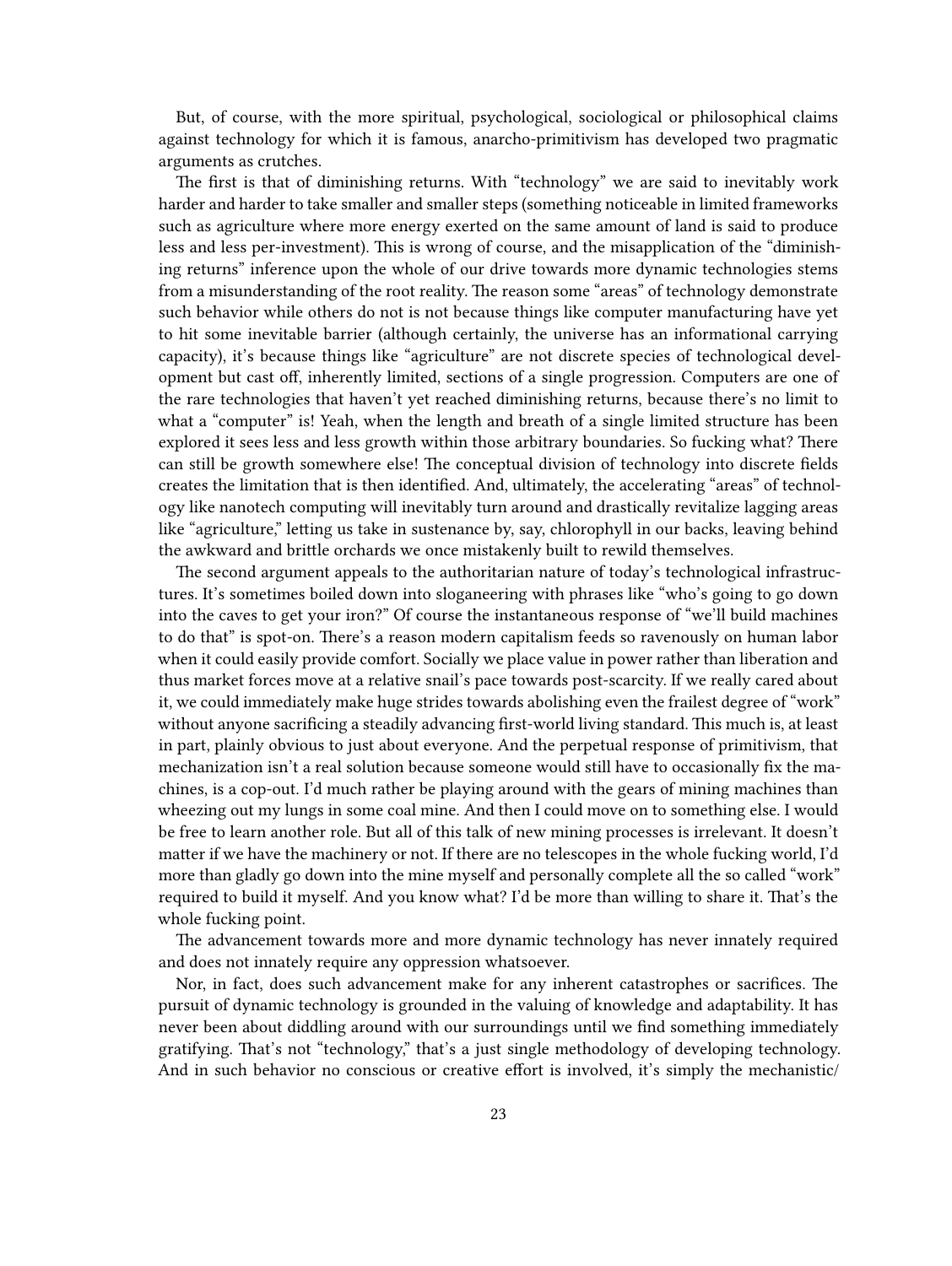But, of course, with the more spiritual, psychological, sociological or philosophical claims against technology for which it is famous, anarcho-primitivism has developed two pragmatic arguments as crutches.

The first is that of diminishing returns. With "technology" we are said to inevitably work harder and harder to take smaller and smaller steps (something noticeable in limited frameworks such as agriculture where more energy exerted on the same amount of land is said to produce less and less per-investment). This is wrong of course, and the misapplication of the "diminishing returns" inference upon the whole of our drive towards more dynamic technologies stems from a misunderstanding of the root reality. The reason some "areas" of technology demonstrate such behavior while others do not is not because things like computer manufacturing have yet to hit some inevitable barrier (although certainly, the universe has an informational carrying capacity), it's because things like "agriculture" are not discrete species of technological development but cast off, inherently limited, sections of a single progression. Computers are one of the rare technologies that haven't yet reached diminishing returns, because there's no limit to what a "computer" is! Yeah, when the length and breath of a single limited structure has been explored it sees less and less growth within those arbitrary boundaries. So fucking what? There can still be growth somewhere else! The conceptual division of technology into discrete fields creates the limitation that is then identified. And, ultimately, the accelerating "areas" of technology like nanotech computing will inevitably turn around and drastically revitalize lagging areas like "agriculture," letting us take in sustenance by, say, chlorophyll in our backs, leaving behind the awkward and brittle orchards we once mistakenly built to rewild themselves.

The second argument appeals to the authoritarian nature of today's technological infrastructures. It's sometimes boiled down into sloganeering with phrases like "who's going to go down into the caves to get your iron?" Of course the instantaneous response of "we'll build machines to do that" is spot-on. There's a reason modern capitalism feeds so ravenously on human labor when it could easily provide comfort. Socially we place value in power rather than liberation and thus market forces move at a relative snail's pace towards post-scarcity. If we really cared about it, we could immediately make huge strides towards abolishing even the frailest degree of "work" without anyone sacrificing a steadily advancing first-world living standard. This much is, at least in part, plainly obvious to just about everyone. And the perpetual response of primitivism, that mechanization isn't a real solution because someone would still have to occasionally fix the machines, is a cop-out. I'd much rather be playing around with the gears of mining machines than wheezing out my lungs in some coal mine. And then I could move on to something else. I would be free to learn another role. But all of this talk of new mining processes is irrelevant. It doesn't matter if we have the machinery or not. If there are no telescopes in the whole fucking world, I'd more than gladly go down into the mine myself and personally complete all the so called "work" required to build it myself. And you know what? I'd be more than willing to share it. That's the whole fucking point.

The advancement towards more and more dynamic technology has never innately required and does not innately require any oppression whatsoever.

Nor, in fact, does such advancement make for any inherent catastrophes or sacrifices. The pursuit of dynamic technology is grounded in the valuing of knowledge and adaptability. It has never been about diddling around with our surroundings until we find something immediately gratifying. That's not "technology," that's a just single methodology of developing technology. And in such behavior no conscious or creative effort is involved, it's simply the mechanistic/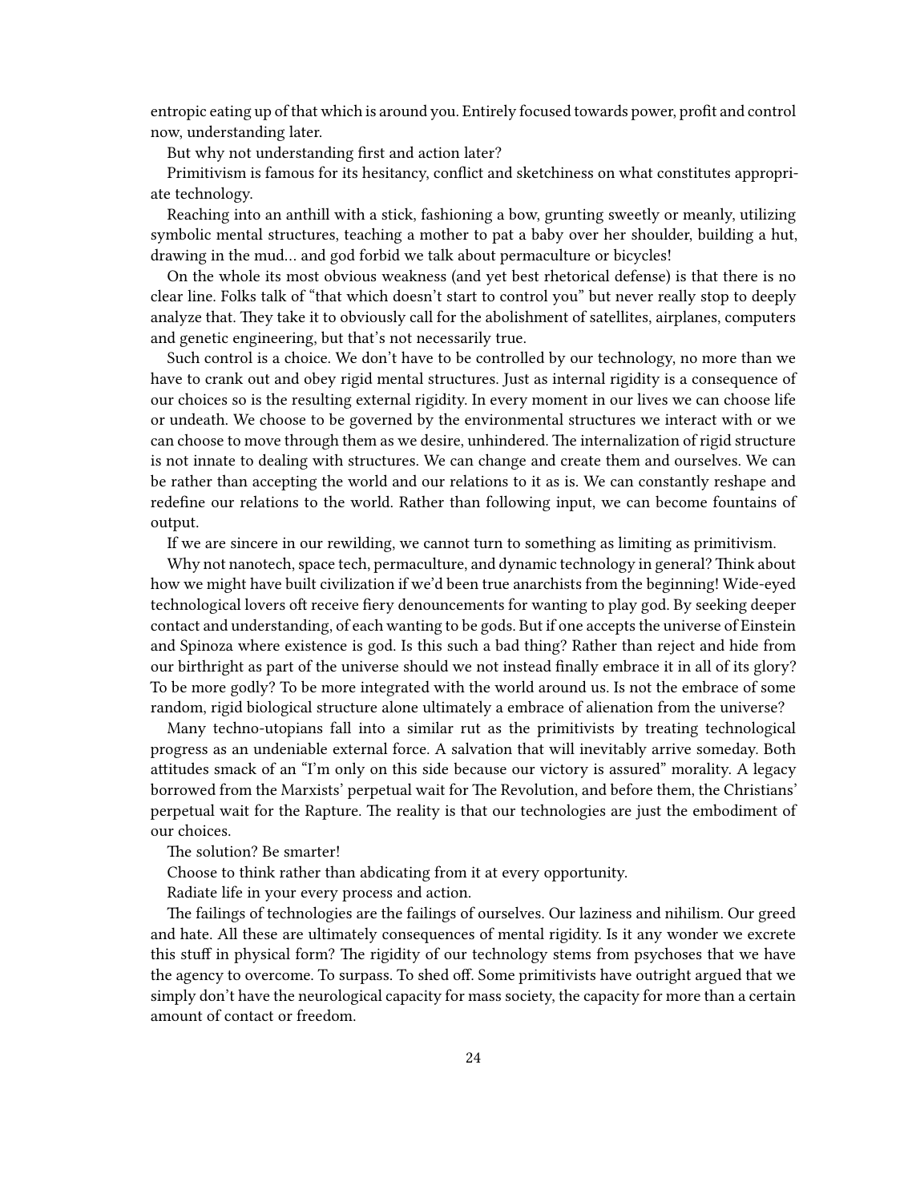entropic eating up of that which is around you. Entirely focused towards power, profit and control now, understanding later.

But why not understanding first and action later?

Primitivism is famous for its hesitancy, conflict and sketchiness on what constitutes appropriate technology.

Reaching into an anthill with a stick, fashioning a bow, grunting sweetly or meanly, utilizing symbolic mental structures, teaching a mother to pat a baby over her shoulder, building a hut, drawing in the mud… and god forbid we talk about permaculture or bicycles!

On the whole its most obvious weakness (and yet best rhetorical defense) is that there is no clear line. Folks talk of "that which doesn't start to control you" but never really stop to deeply analyze that. They take it to obviously call for the abolishment of satellites, airplanes, computers and genetic engineering, but that's not necessarily true.

Such control is a choice. We don't have to be controlled by our technology, no more than we have to crank out and obey rigid mental structures. Just as internal rigidity is a consequence of our choices so is the resulting external rigidity. In every moment in our lives we can choose life or undeath. We choose to be governed by the environmental structures we interact with or we can choose to move through them as we desire, unhindered. The internalization of rigid structure is not innate to dealing with structures. We can change and create them and ourselves. We can be rather than accepting the world and our relations to it as is. We can constantly reshape and redefine our relations to the world. Rather than following input, we can become fountains of output.

If we are sincere in our rewilding, we cannot turn to something as limiting as primitivism.

Why not nanotech, space tech, permaculture, and dynamic technology in general? Think about how we might have built civilization if we'd been true anarchists from the beginning! Wide-eyed technological lovers oft receive fiery denouncements for wanting to play god. By seeking deeper contact and understanding, of each wanting to be gods. But if one accepts the universe of Einstein and Spinoza where existence is god. Is this such a bad thing? Rather than reject and hide from our birthright as part of the universe should we not instead finally embrace it in all of its glory? To be more godly? To be more integrated with the world around us. Is not the embrace of some random, rigid biological structure alone ultimately a embrace of alienation from the universe?

Many techno-utopians fall into a similar rut as the primitivists by treating technological progress as an undeniable external force. A salvation that will inevitably arrive someday. Both attitudes smack of an "I'm only on this side because our victory is assured" morality. A legacy borrowed from the Marxists' perpetual wait for The Revolution, and before them, the Christians' perpetual wait for the Rapture. The reality is that our technologies are just the embodiment of our choices.

The solution? Be smarter!

Choose to think rather than abdicating from it at every opportunity.

Radiate life in your every process and action.

The failings of technologies are the failings of ourselves. Our laziness and nihilism. Our greed and hate. All these are ultimately consequences of mental rigidity. Is it any wonder we excrete this stuff in physical form? The rigidity of our technology stems from psychoses that we have the agency to overcome. To surpass. To shed off. Some primitivists have outright argued that we simply don't have the neurological capacity for mass society, the capacity for more than a certain amount of contact or freedom.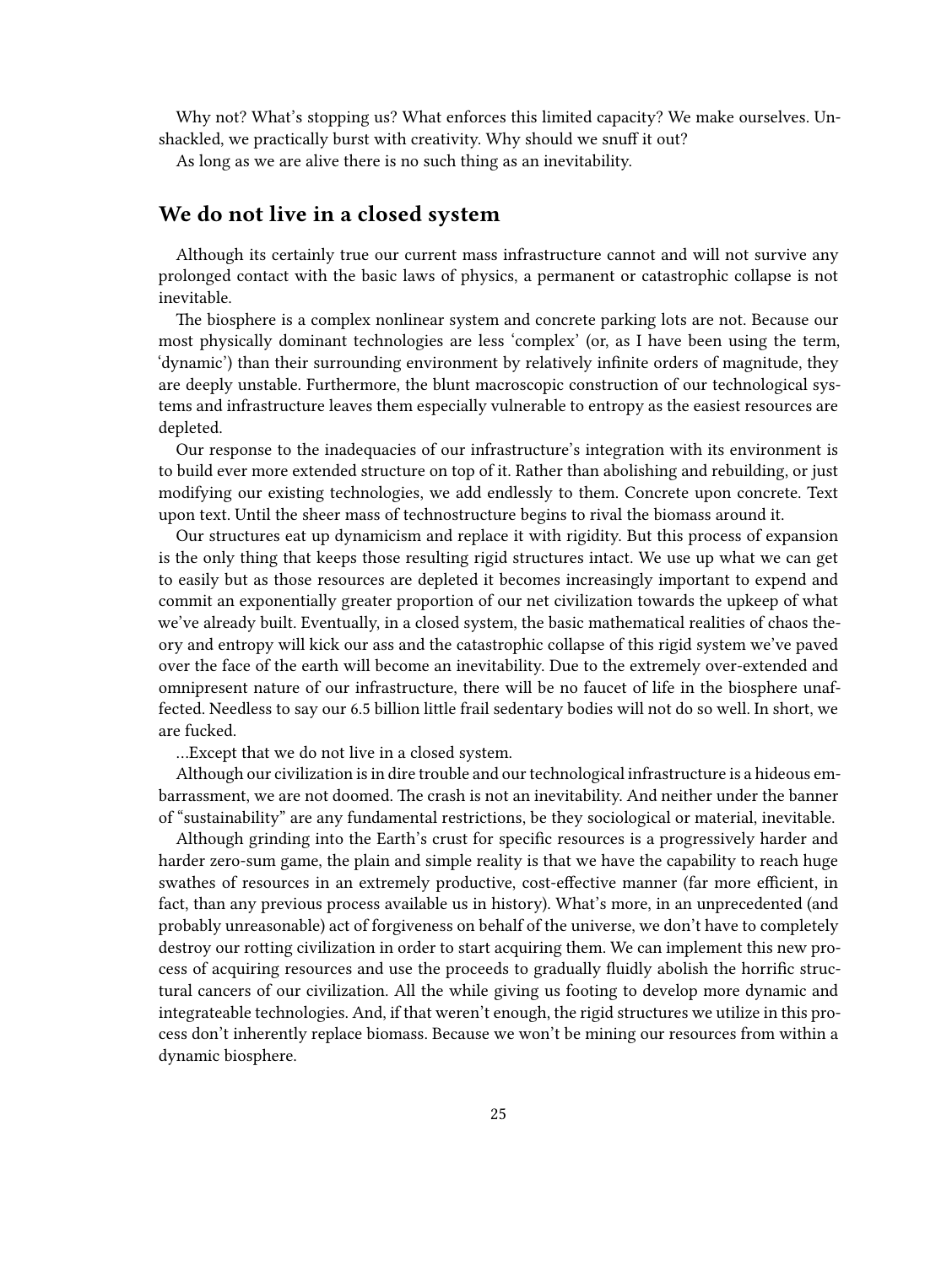Why not? What's stopping us? What enforces this limited capacity? We make ourselves. Unshackled, we practically burst with creativity. Why should we snuff it out?

As long as we are alive there is no such thing as an inevitability.

## We do not live in a closed system

Although its certainly true our current mass infrastructure cannot and will not survive any prolonged contact with the basic laws of physics, a permanent or catastrophic collapse is not inevitable.

The biosphere is a complex nonlinear system and concrete parking lots are not. Because our most physically dominant technologies are less 'complex' (or, as I have been using the term, 'dynamic') than their surrounding environment by relatively infinite orders of magnitude, they are deeply unstable. Furthermore, the blunt macroscopic construction of our technological systems and infrastructure leaves them especially vulnerable to entropy as the easiest resources are depleted.

Our response to the inadequacies of our infrastructure's integration with its environment is to build ever more extended structure on top of it. Rather than abolishing and rebuilding, or just modifying our existing technologies, we add endlessly to them. Concrete upon concrete. Text upon text. Until the sheer mass of technostructure begins to rival the biomass around it.

Our structures eat up dynamicism and replace it with rigidity. But this process of expansion is the only thing that keeps those resulting rigid structures intact. We use up what we can get to easily but as those resources are depleted it becomes increasingly important to expend and commit an exponentially greater proportion of our net civilization towards the upkeep of what we've already built. Eventually, in a closed system, the basic mathematical realities of chaos theory and entropy will kick our ass and the catastrophic collapse of this rigid system we've paved over the face of the earth will become an inevitability. Due to the extremely over-extended and omnipresent nature of our infrastructure, there will be no faucet of life in the biosphere unaffected. Needless to say our 6.5 billion little frail sedentary bodies will not do so well. In short, we are fucked.

…Except that we do not live in a closed system.

Although our civilization is in dire trouble and our technological infrastructure is a hideous embarrassment, we are not doomed. The crash is not an inevitability. And neither under the banner of "sustainability" are any fundamental restrictions, be they sociological or material, inevitable.

Although grinding into the Earth's crust for specific resources is a progressively harder and harder zero-sum game, the plain and simple reality is that we have the capability to reach huge swathes of resources in an extremely productive, cost-effective manner (far more efficient, in fact, than any previous process available us in history). What's more, in an unprecedented (and probably unreasonable) act of forgiveness on behalf of the universe, we don't have to completely destroy our rotting civilization in order to start acquiring them. We can implement this new process of acquiring resources and use the proceeds to gradually fluidly abolish the horrific structural cancers of our civilization. All the while giving us footing to develop more dynamic and integrateable technologies. And, if that weren't enough, the rigid structures we utilize in this process don't inherently replace biomass. Because we won't be mining our resources from within a dynamic biosphere.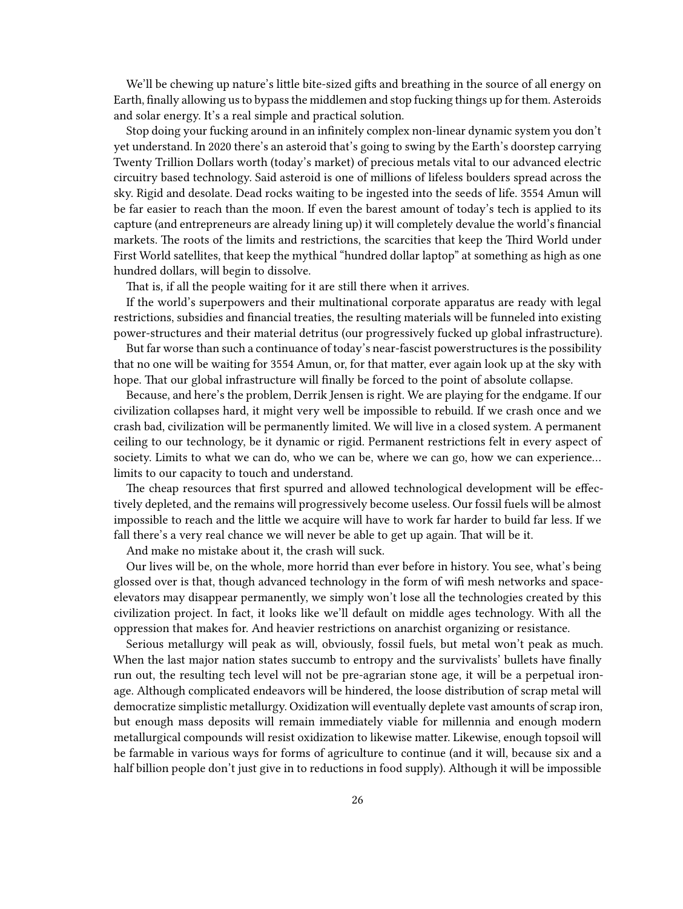We'll be chewing up nature's little bite-sized gifts and breathing in the source of all energy on Earth, finally allowing us to bypass the middlemen and stop fucking things up for them. Asteroids and solar energy. It's a real simple and practical solution.

Stop doing your fucking around in an infinitely complex non-linear dynamic system you don't yet understand. In 2020 there's an asteroid that's going to swing by the Earth's doorstep carrying Twenty Trillion Dollars worth (today's market) of precious metals vital to our advanced electric circuitry based technology. Said asteroid is one of millions of lifeless boulders spread across the sky. Rigid and desolate. Dead rocks waiting to be ingested into the seeds of life. 3554 Amun will be far easier to reach than the moon. If even the barest amount of today's tech is applied to its capture (and entrepreneurs are already lining up) it will completely devalue the world's financial markets. The roots of the limits and restrictions, the scarcities that keep the Third World under First World satellites, that keep the mythical "hundred dollar laptop" at something as high as one hundred dollars, will begin to dissolve.

That is, if all the people waiting for it are still there when it arrives.

If the world's superpowers and their multinational corporate apparatus are ready with legal restrictions, subsidies and financial treaties, the resulting materials will be funneled into existing power-structures and their material detritus (our progressively fucked up global infrastructure).

But far worse than such a continuance of today's near-fascist powerstructures is the possibility that no one will be waiting for 3554 Amun, or, for that matter, ever again look up at the sky with hope. That our global infrastructure will finally be forced to the point of absolute collapse.

Because, and here's the problem, Derrik Jensen is right. We are playing for the endgame. If our civilization collapses hard, it might very well be impossible to rebuild. If we crash once and we crash bad, civilization will be permanently limited. We will live in a closed system. A permanent ceiling to our technology, be it dynamic or rigid. Permanent restrictions felt in every aspect of society. Limits to what we can do, who we can be, where we can go, how we can experience… limits to our capacity to touch and understand.

The cheap resources that first spurred and allowed technological development will be effectively depleted, and the remains will progressively become useless. Our fossil fuels will be almost impossible to reach and the little we acquire will have to work far harder to build far less. If we fall there's a very real chance we will never be able to get up again. That will be it.

And make no mistake about it, the crash will suck.

Our lives will be, on the whole, more horrid than ever before in history. You see, what's being glossed over is that, though advanced technology in the form of wifi mesh networks and space-elevators may disappear permanently, we simply won't lose all the technologies created by this civilization project. In fact, it looks like we'll default on middle ages technology. With all the oppression that makes for. And heavier restrictions on anarchist organizing or resistance.

Serious metallurgy will peak as will, obviously, fossil fuels, but metal won't peak as much. When the last major nation states succumb to entropy and the survivalists' bullets have finally run out, the resulting tech level will not be pre-agrarian stone age, it will be a perpetual iron-age. Although complicated endeavors will be hindered, the loose distribution of scrap metal will democratize simplistic metallurgy. Oxidization will eventually deplete vast amounts of scrap iron, but enough mass deposits will remain immediately viable for millennia and enough modern metallurgical compounds will resist oxidization to likewise matter. Likewise, enough topsoil will be farmable in various ways for forms of agriculture to continue (and it will, because six and a half billion people don't just give in to reductions in food supply). Although it will be impossible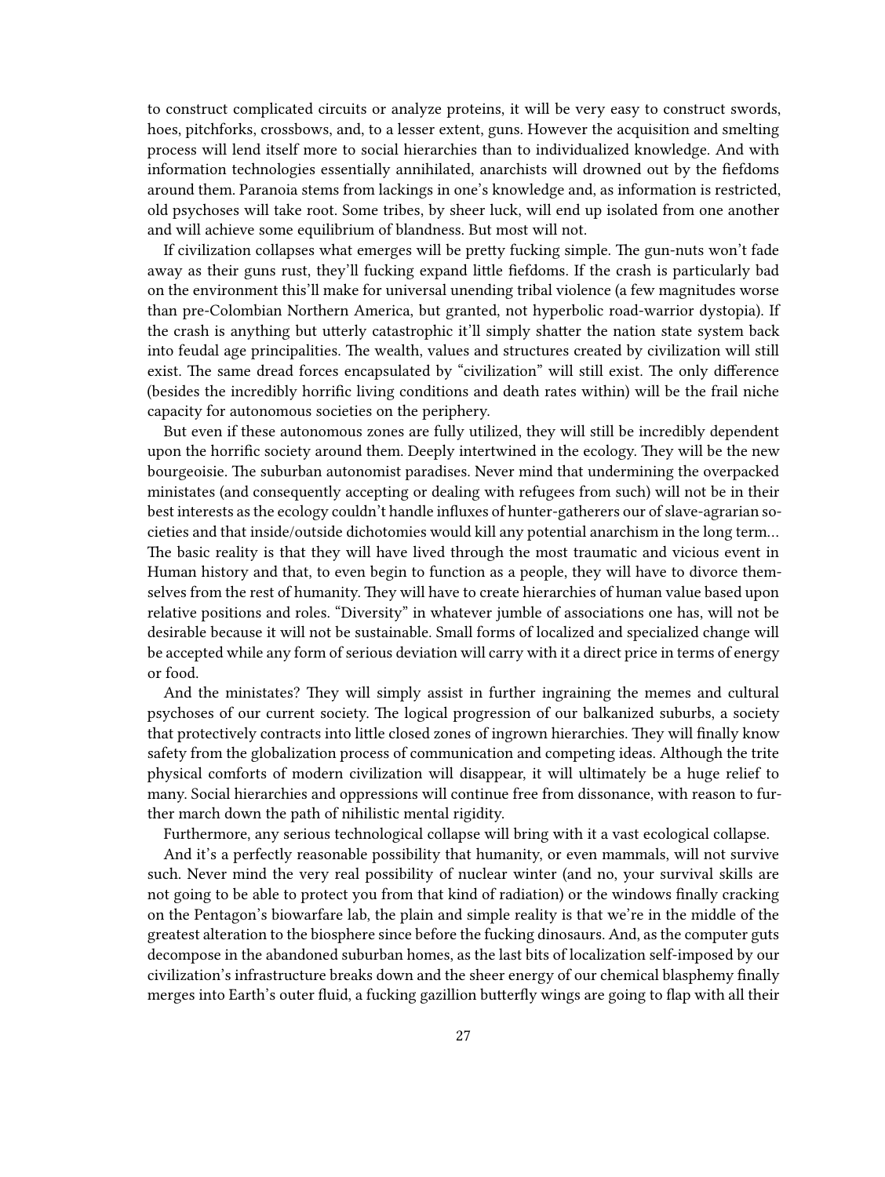to construct complicated circuits or analyze proteins, it will be very easy to construct swords, hoes, pitchforks, crossbows, and, to a lesser extent, guns. However the acquisition and smelting process will lend itself more to social hierarchies than to individualized knowledge. And with information technologies essentially annihilated, anarchists will drowned out by the fiefdoms around them. Paranoia stems from lackings in one's knowledge and, as information is restricted, old psychoses will take root. Some tribes, by sheer luck, will end up isolated from one another and will achieve some equilibrium of blandness. But most will not.

If civilization collapses what emerges will be pretty fucking simple. The gun-nuts won't fade away as their guns rust, they'll fucking expand little fiefdoms. If the crash is particularly bad on the environment this'll make for universal unending tribal violence (a few magnitudes worse than pre-Colombian Northern America, but granted, not hyperbolic road-warrior dystopia). If the crash is anything but utterly catastrophic it'll simply shatter the nation state system back into feudal age principalities. The wealth, values and structures created by civilization will still exist. The same dread forces encapsulated by "civilization" will still exist. The only difference (besides the incredibly horrific living conditions and death rates within) will be the frail niche capacity for autonomous societies on the periphery.

But even if these autonomous zones are fully utilized, they will still be incredibly dependent upon the horrific society around them. Deeply intertwined in the ecology. They will be the new bourgeoisie. The suburban autonomist paradises. Never mind that undermining the overpacked ministates (and consequently accepting or dealing with refugees from such) will not be in their best interests as the ecology couldn't handle influxes of hunter-gatherers our of slave-agrarian societies and that inside/outside dichotomies would kill any potential anarchism in the long term… The basic reality is that they will have lived through the most traumatic and vicious event in Human history and that, to even begin to function as a people, they will have to divorce themselves from the rest of humanity. They will have to create hierarchies of human value based upon relative positions and roles. "Diversity" in whatever jumble of associations one has, will not be desirable because it will not be sustainable. Small forms of localized and specialized change will be accepted while any form of serious deviation will carry with it a direct price in terms of energy or food.

And the ministates? They will simply assist in further ingraining the memes and cultural psychoses of our current society. The logical progression of our balkanized suburbs, a society that protectively contracts into little closed zones of ingrown hierarchies. They will finally know safety from the globalization process of communication and competing ideas. Although the trite physical comforts of modern civilization will disappear, it will ultimately be a huge relief to many. Social hierarchies and oppressions will continue free from dissonance, with reason to further march down the path of nihilistic mental rigidity.

Furthermore, any serious technological collapse will bring with it a vast ecological collapse.

And it's a perfectly reasonable possibility that humanity, or even mammals, will not survive such. Never mind the very real possibility of nuclear winter (and no, your survival skills are not going to be able to protect you from that kind of radiation) or the windows finally cracking on the Pentagon's biowarfare lab, the plain and simple reality is that we're in the middle of the greatest alteration to the biosphere since before the fucking dinosaurs. And, as the computer guts decompose in the abandoned suburban homes, as the last bits of localization self-imposed by our civilization's infrastructure breaks down and the sheer energy of our chemical blasphemy finally merges into Earth's outer fluid, a fucking gazillion butterfly wings are going to flap with all their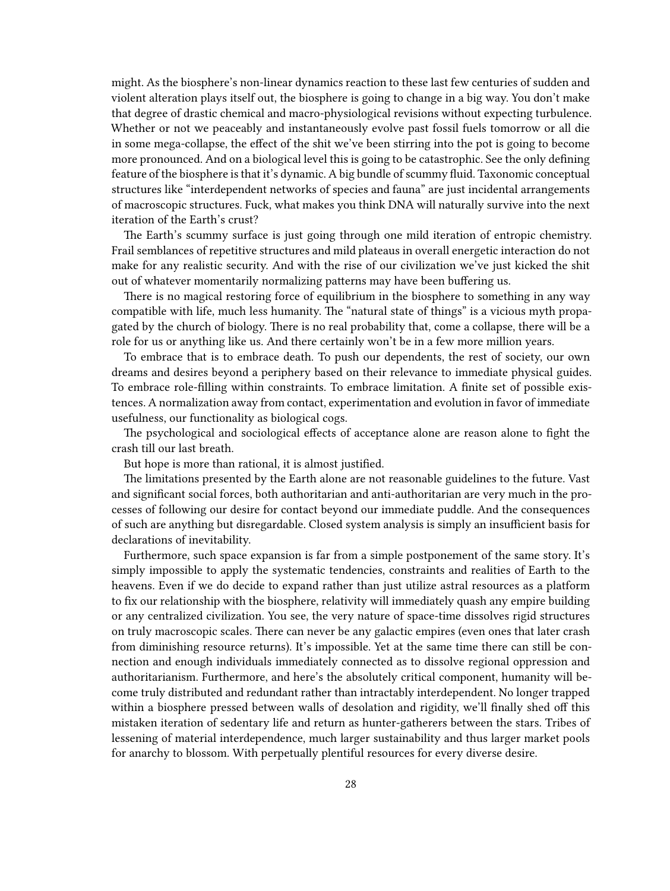might. As the biosphere's non-linear dynamics reaction to these last few centuries of sudden and violent alteration plays itself out, the biosphere is going to change in a big way. You don't make that degree of drastic chemical and macro-physiological revisions without expecting turbulence. Whether or not we peaceably and instantaneously evolve past fossil fuels tomorrow or all die in some mega-collapse, the effect of the shit we've been stirring into the pot is going to become more pronounced. And on a biological level this is going to be catastrophic. See the only defining feature of the biosphere is that it's dynamic. A big bundle of scummy fluid. Taxonomic conceptual structures like "interdependent networks of species and fauna" are just incidental arrangements of macroscopic structures. Fuck, what makes you think DNA will naturally survive into the next iteration of the Earth's crust?

The Earth's scummy surface is just going through one mild iteration of entropic chemistry. Frail semblances of repetitive structures and mild plateaus in overall energetic interaction do not make for any realistic security. And with the rise of our civilization we've just kicked the shit out of whatever momentarily normalizing patterns may have been buffering us.

There is no magical restoring force of equilibrium in the biosphere to something in any way compatible with life, much less humanity. The "natural state of things" is a vicious myth propagated by the church of biology. There is no real probability that, come a collapse, there will be a role for us or anything like us. And there certainly won't be in a few more million years.

To embrace that is to embrace death. To push our dependents, the rest of society, our own dreams and desires beyond a periphery based on their relevance to immediate physical guides. To embrace role-filling within constraints. To embrace limitation. A finite set of possible existences. A normalization away from contact, experimentation and evolution in favor of immediate usefulness, our functionality as biological cogs.

The psychological and sociological effects of acceptance alone are reason alone to fight the crash till our last breath.

But hope is more than rational, it is almost justified.

The limitations presented by the Earth alone are not reasonable guidelines to the future. Vast and significant social forces, both authoritarian and anti-authoritarian are very much in the processes of following our desire for contact beyond our immediate puddle. And the consequences of such are anything but disregardable. Closed system analysis is simply an insufficient basis for declarations of inevitability.

Furthermore, such space expansion is far from a simple postponement of the same story. It's simply impossible to apply the systematic tendencies, constraints and realities of Earth to the heavens. Even if we do decide to expand rather than just utilize astral resources as a platform to fix our relationship with the biosphere, relativity will immediately quash any empire building or any centralized civilization. You see, the very nature of space-time dissolves rigid structures on truly macroscopic scales. There can never be any galactic empires (even ones that later crash from diminishing resource returns). It's impossible. Yet at the same time there can still be connection and enough individuals immediately connected as to dissolve regional oppression and authoritarianism. Furthermore, and here's the absolutely critical component, humanity will become truly distributed and redundant rather than intractably interdependent. No longer trapped within a biosphere pressed between walls of desolation and rigidity, we'll finally shed off this mistaken iteration of sedentary life and return as hunter-gatherers between the stars. Tribes of lessening of material interdependence, much larger sustainability and thus larger market pools for anarchy to blossom. With perpetually plentiful resources for every diverse desire.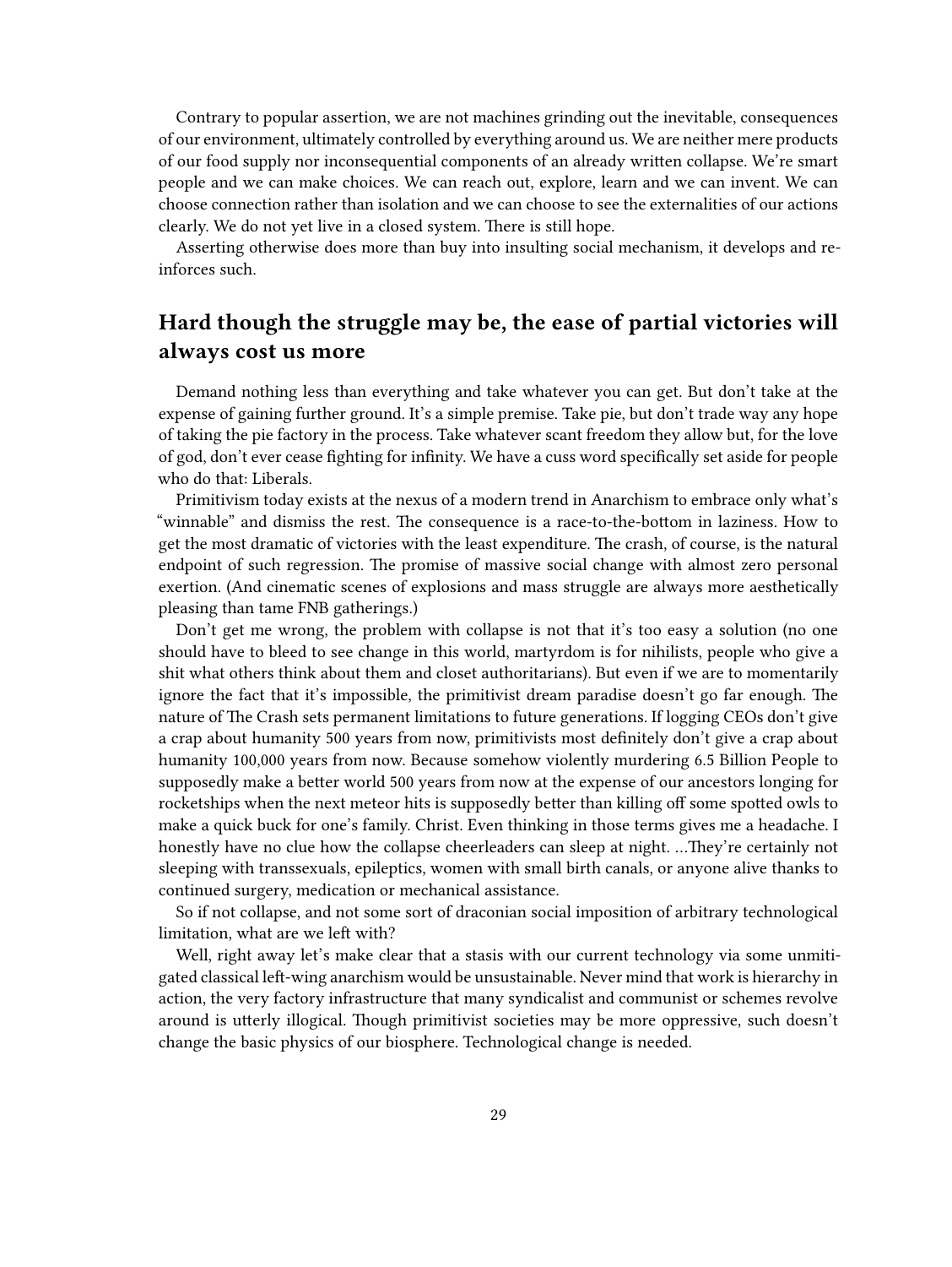Contrary to popular assertion, we are not machines grinding out the inevitable, consequences of our environment, ultimately controlled by everything around us. We are neither mere products of our food supply nor inconsequential components of an already written collapse. We're smart people and we can make choices. We can reach out, explore, learn and we can invent. We can choose connection rather than isolation and we can choose to see the externalities of our actions clearly. We do not yet live in a closed system. There is still hope.

Asserting otherwise does more than buy into insulting social mechanism, it develops and reinforces such.

## Hard though the struggle may be, the ease of partial victories will always cost us more

Demand nothing less than everything and take whatever you can get. But don't take at the expense of gaining further ground. It's a simple premise. Take pie, but don't trade way any hope of taking the pie factory in the process. Take whatever scant freedom they allow but, for the love of god, don't ever cease fighting for infinity. We have a cuss word specifically set aside for people who do that: Liberals.

Primitivism today exists at the nexus of a modern trend in Anarchism to embrace only what's "winnable" and dismiss the rest. The consequence is a race-to-the-bottom in laziness. How to get the most dramatic of victories with the least expenditure. The crash, of course, is the natural endpoint of such regression. The promise of massive social change with almost zero personal exertion. (And cinematic scenes of explosions and mass struggle are always more aesthetically pleasing than tame FNB gatherings.)

Don't get me wrong, the problem with collapse is not that it's too easy a solution (no one should have to bleed to see change in this world, martyrdom is for nihilists, people who give a shit what others think about them and closet authoritarians). But even if we are to momentarily ignore the fact that it's impossible, the primitivist dream paradise doesn't go far enough. The nature of The Crash sets permanent limitations to future generations. If logging CEOs don't give a crap about humanity 500 years from now, primitivists most definitely don't give a crap about humanity 100,000 years from now. Because somehow violently murdering 6.5 Billion People to supposedly make a better world 500 years from now at the expense of our ancestors longing for rocketships when the next meteor hits is supposedly better than killing off some spotted owls to make a quick buck for one's family. Christ. Even thinking in those terms gives me a headache. I honestly have no clue how the collapse cheerleaders can sleep at night. …They're certainly not sleeping with transsexuals, epileptics, women with small birth canals, or anyone alive thanks to continued surgery, medication or mechanical assistance.

So if not collapse, and not some sort of draconian social imposition of arbitrary technological limitation, what are we left with?

Well, right away let's make clear that a stasis with our current technology via some unmitigated classical left-wing anarchism would be unsustainable. Never mind that work is hierarchy in action, the very factory infrastructure that many syndicalist and communist or schemes revolve around is utterly illogical. Though primitivist societies may be more oppressive, such doesn't change the basic physics of our biosphere. Technological change is needed.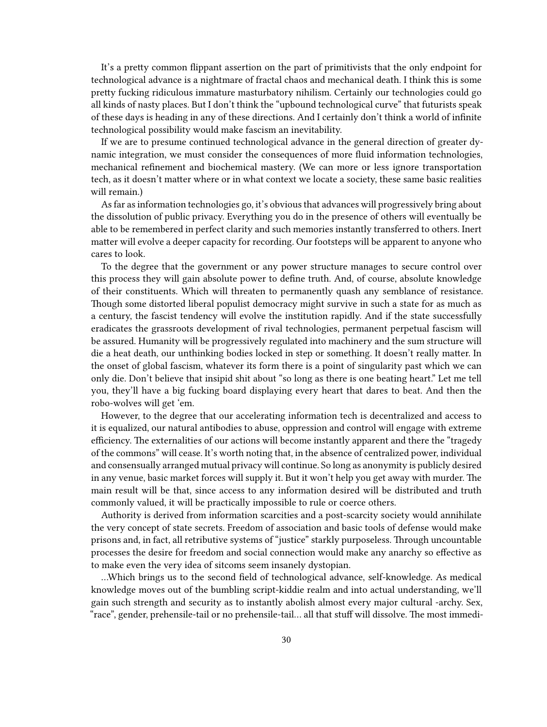It's a pretty common flippant assertion on the part of primitivists that the only endpoint for technological advance is a nightmare of fractal chaos and mechanical death. I think this is some pretty fucking ridiculous immature masturbatory nihilism. Certainly our technologies could go all kinds of nasty places. But I don't think the "upbound technological curve" that futurists speak of these days is heading in any of these directions. And I certainly don't think a world of infinite technological possibility would make fascism an inevitability.

If we are to presume continued technological advance in the general direction of greater dynamic integration, we must consider the consequences of more fluid information technologies, mechanical refinement and biochemical mastery. (We can more or less ignore transportation tech, as it doesn't matter where or in what context we locate a society, these same basic realities will remain.)

As far as information technologies go, it's obvious that advances will progressively bring about the dissolution of public privacy. Everything you do in the presence of others will eventually be able to be remembered in perfect clarity and such memories instantly transferred to others. Inert matter will evolve a deeper capacity for recording. Our footsteps will be apparent to anyone who cares to look.

To the degree that the government or any power structure manages to secure control over this process they will gain absolute power to define truth. And, of course, absolute knowledge of their constituents. Which will threaten to permanently quash any semblance of resistance. Though some distorted liberal populist democracy might survive in such a state for as much as a century, the fascist tendency will evolve the institution rapidly. And if the state successfully eradicates the grassroots development of rival technologies, permanent perpetual fascism will be assured. Humanity will be progressively regulated into machinery and the sum structure will die a heat death, our unthinking bodies locked in step or something. It doesn't really matter. In the onset of global fascism, whatever its form there is a point of singularity past which we can only die. Don't believe that insipid shit about "so long as there is one beating heart." Let me tell you, they'll have a big fucking board displaying every heart that dares to beat. And then the robo-wolves will get 'em.

However, to the degree that our accelerating information tech is decentralized and access to it is equalized, our natural antibodies to abuse, oppression and control will engage with extreme efficiency. The externalities of our actions will become instantly apparent and there the "tragedy of the commons" will cease. It's worth noting that, in the absence of centralized power, individual and consensually arranged mutual privacy will continue. So long as anonymity is publicly desired in any venue, basic market forces will supply it. But it won't help you get away with murder. The main result will be that, since access to any information desired will be distributed and truth commonly valued, it will be practically impossible to rule or coerce others.

Authority is derived from information scarcities and a post-scarcity society would annihilate the very concept of state secrets. Freedom of association and basic tools of defense would make prisons and, in fact, all retributive systems of "justice" starkly purposeless. Through uncountable processes the desire for freedom and social connection would make any anarchy so effective as to make even the very idea of sitcoms seem insanely dystopian.

…Which brings us to the second field of technological advance, self-knowledge. As medical knowledge moves out of the bumbling script-kiddie realm and into actual understanding, we'll gain such strength and security as to instantly abolish almost every major cultural -archy. Sex, "race", gender, prehensile-tail or no prehensile-tail… all that stuff will dissolve. The most immedi-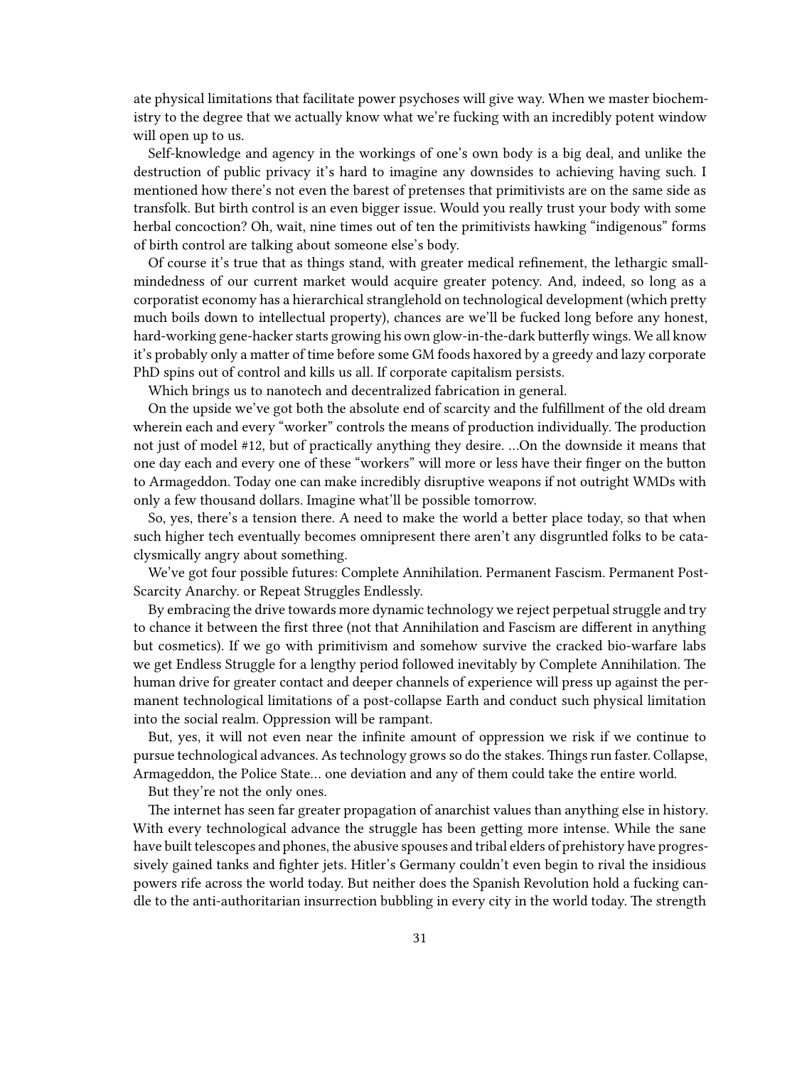ate physical limitations that facilitate power psychoses will give way. When we master biochemistry to the degree that we actually know what we're fucking with an incredibly potent window will open up to us.

Self-knowledge and agency in the workings of one's own body is a big deal, and unlike the destruction of public privacy it's hard to imagine any downsides to achieving having such. I mentioned how there's not even the barest of pretenses that primitivists are on the same side as transfolk. But birth control is an even bigger issue. Would you really trust your body with some herbal concoction? Oh, wait, nine times out of ten the primitivists hawking "indigenous" forms of birth control are talking about someone else's body.

Of course it's true that as things stand, with greater medical refinement, the lethargic small-mindedness of our current market would acquire greater potency. And, indeed, so long as a corporatist economy has a hierarchical stranglehold on technological development (which pretty much boils down to intellectual property), chances are we'll be fucked long before any honest, hard-working gene-hacker starts growing his own glow-in-the-dark butterfly wings. We all know it's probably only a matter of time before some GM foods haxored by a greedy and lazy corporate PhD spins out of control and kills us all. If corporate capitalism persists.

Which brings us to nanotech and decentralized fabrication in general.

On the upside we've got both the absolute end of scarcity and the fulfillment of the old dream wherein each and every "worker" controls the means of production individually. The production not just of model #12, but of practically anything they desire. …On the downside it means that one day each and every one of these "workers" will more or less have their finger on the button to Armageddon. Today one can make incredibly disruptive weapons if not outright WMDs with only a few thousand dollars. Imagine what'll be possible tomorrow.

So, yes, there's a tension there. A need to make the world a better place today, so that when such higher tech eventually becomes omnipresent there aren't any disgruntled folks to be cataclysmically angry about something.

We've got four possible futures: Complete Annihilation. Permanent Fascism. Permanent Post-Scarcity Anarchy. or Repeat Struggles Endlessly.

By embracing the drive towards more dynamic technology we reject perpetual struggle and try to chance it between the first three (not that Annihilation and Fascism are different in anything but cosmetics). If we go with primitivism and somehow survive the cracked bio-warfare labs we get Endless Struggle for a lengthy period followed inevitably by Complete Annihilation. The human drive for greater contact and deeper channels of experience will press up against the permanent technological limitations of a post-collapse Earth and conduct such physical limitation into the social realm. Oppression will be rampant.

But, yes, it will not even near the infinite amount of oppression we risk if we continue to pursue technological advances. As technology grows so do the stakes. Things run faster. Collapse, Armageddon, the Police State… one deviation and any of them could take the entire world.

But they're not the only ones.

The internet has seen far greater propagation of anarchist values than anything else in history. With every technological advance the struggle has been getting more intense. While the sane have built telescopes and phones, the abusive spouses and tribal elders of prehistory have progressively gained tanks and fighter jets. Hitler's Germany couldn't even begin to rival the insidious powers rife across the world today. But neither does the Spanish Revolution hold a fucking candle to the anti-authoritarian insurrection bubbling in every city in the world today. The strength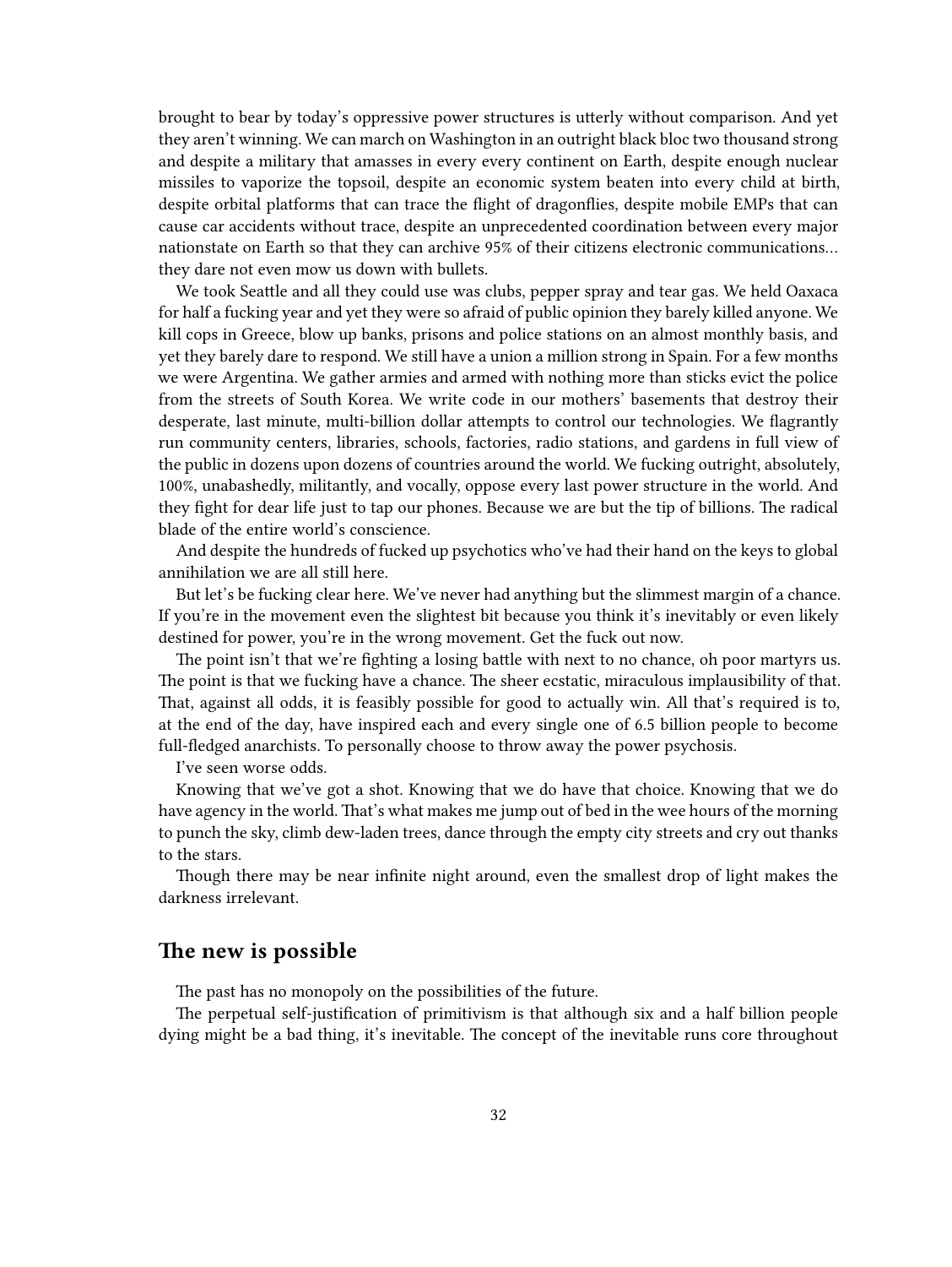brought to bear by today's oppressive power structures is utterly without comparison. And yet they aren't winning. We can march on Washington in an outright black bloc two thousand strong and despite a military that amasses in every every continent on Earth, despite enough nuclear missiles to vaporize the topsoil, despite an economic system beaten into every child at birth, despite orbital platforms that can trace the flight of dragonflies, despite mobile EMPs that can cause car accidents without trace, despite an unprecedented coordination between every major nationstate on Earth so that they can archive 95% of their citizens electronic communications… they dare not even mow us down with bullets.

We took Seattle and all they could use was clubs, pepper spray and tear gas. We held Oaxaca for half a fucking year and yet they were so afraid of public opinion they barely killed anyone. We kill cops in Greece, blow up banks, prisons and police stations on an almost monthly basis, and yet they barely dare to respond. We still have a union a million strong in Spain. For a few months we were Argentina. We gather armies and armed with nothing more than sticks evict the police from the streets of South Korea. We write code in our mothers' basements that destroy their desperate, last minute, multi-billion dollar attempts to control our technologies. We flagrantly run community centers, libraries, schools, factories, radio stations, and gardens in full view of the public in dozens upon dozens of countries around the world. We fucking outright, absolutely, 100%, unabashedly, militantly, and vocally, oppose every last power structure in the world. And they fight for dear life just to tap our phones. Because we are but the tip of billions. The radical blade of the entire world's conscience.

And despite the hundreds of fucked up psychotics who've had their hand on the keys to global annihilation we are all still here.

But let's be fucking clear here. We've never had anything but the slimmest margin of a chance. If you're in the movement even the slightest bit because you think it's inevitably or even likely destined for power, you're in the wrong movement. Get the fuck out now.

The point isn't that we're fighting a losing battle with next to no chance, oh poor martyrs us. The point is that we fucking have a chance. The sheer ecstatic, miraculous implausibility of that. That, against all odds, it is feasibly possible for good to actually win. All that's required is to, at the end of the day, have inspired each and every single one of 6.5 billion people to become full-fledged anarchists. To personally choose to throw away the power psychosis.

I've seen worse odds.

Knowing that we've got a shot. Knowing that we do have that choice. Knowing that we do have agency in the world. That's what makes me jump out of bed in the wee hours of the morning to punch the sky, climb dew-laden trees, dance through the empty city streets and cry out thanks to the stars.

Though there may be near infinite night around, even the smallest drop of light makes the darkness irrelevant.

## The new is possible

The past has no monopoly on the possibilities of the future.

The perpetual self-justification of primitivism is that although six and a half billion people dying might be a bad thing, it's inevitable. The concept of the inevitable runs core throughout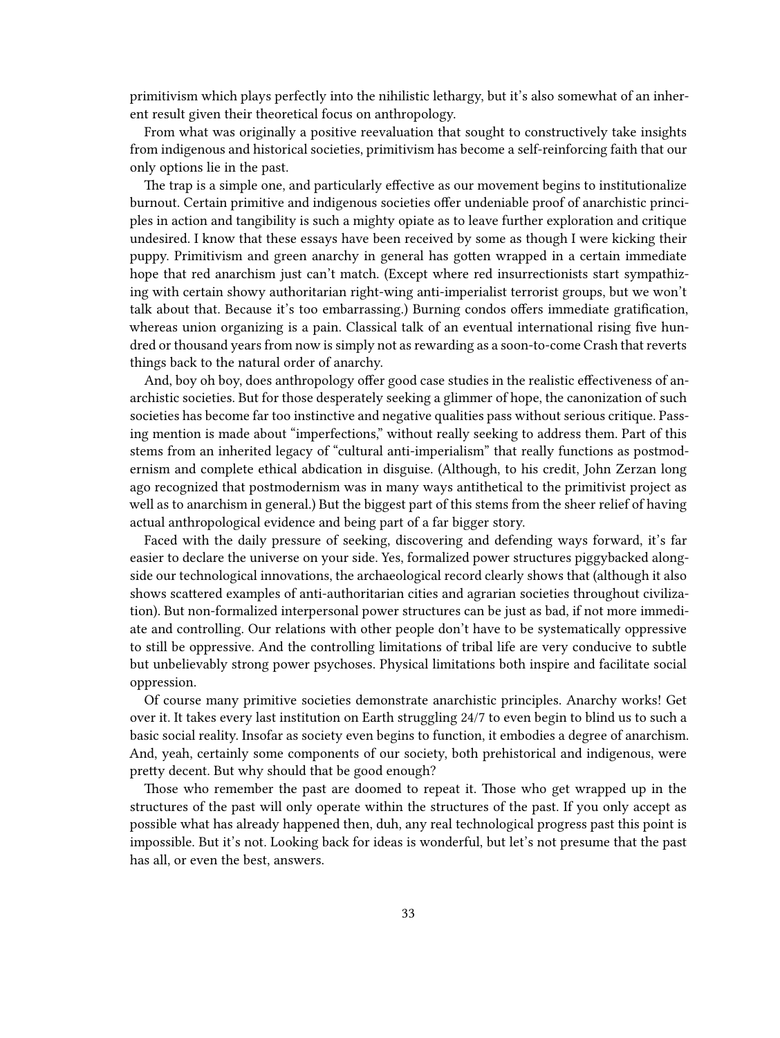primitivism which plays perfectly into the nihilistic lethargy, but it's also somewhat of an inherent result given their theoretical focus on anthropology.

From what was originally a positive reevaluation that sought to constructively take insights from indigenous and historical societies, primitivism has become a self-reinforcing faith that our only options lie in the past.

The trap is a simple one, and particularly effective as our movement begins to institutionalize burnout. Certain primitive and indigenous societies offer undeniable proof of anarchistic principles in action and tangibility is such a mighty opiate as to leave further exploration and critique undesired. I know that these essays have been received by some as though I were kicking their puppy. Primitivism and green anarchy in general has gotten wrapped in a certain immediate hope that red anarchism just can't match. (Except where red insurrectionists start sympathizing with certain showy authoritarian right-wing anti-imperialist terrorist groups, but we won't talk about that. Because it's too embarrassing.) Burning condos offers immediate gratification, whereas union organizing is a pain. Classical talk of an eventual international rising five hundred or thousand years from now is simply not as rewarding as a soon-to-come Crash that reverts things back to the natural order of anarchy.

And, boy oh boy, does anthropology offer good case studies in the realistic effectiveness of anarchistic societies. But for those desperately seeking a glimmer of hope, the canonization of such societies has become far too instinctive and negative qualities pass without serious critique. Passing mention is made about "imperfections," without really seeking to address them. Part of this stems from an inherited legacy of "cultural anti-imperialism" that really functions as postmodernism and complete ethical abdication in disguise. (Although, to his credit, John Zerzan long ago recognized that postmodernism was in many ways antithetical to the primitivist project as well as to anarchism in general.) But the biggest part of this stems from the sheer relief of having actual anthropological evidence and being part of a far bigger story.

Faced with the daily pressure of seeking, discovering and defending ways forward, it's far easier to declare the universe on your side. Yes, formalized power structures piggybacked alongside our technological innovations, the archaeological record clearly shows that (although it also shows scattered examples of anti-authoritarian cities and agrarian societies throughout civilization). But non-formalized interpersonal power structures can be just as bad, if not more immediate and controlling. Our relations with other people don't have to be systematically oppressive to still be oppressive. And the controlling limitations of tribal life are very conducive to subtle but unbelievably strong power psychoses. Physical limitations both inspire and facilitate social oppression.

Of course many primitive societies demonstrate anarchistic principles. Anarchy works! Get over it. It takes every last institution on Earth struggling 24/7 to even begin to blind us to such a basic social reality. Insofar as society even begins to function, it embodies a degree of anarchism. And, yeah, certainly some components of our society, both prehistorical and indigenous, were pretty decent. But why should that be good enough?

Those who remember the past are doomed to repeat it. Those who get wrapped up in the structures of the past will only operate within the structures of the past. If you only accept as possible what has already happened then, duh, any real technological progress past this point is impossible. But it's not. Looking back for ideas is wonderful, but let's not presume that the past has all, or even the best, answers.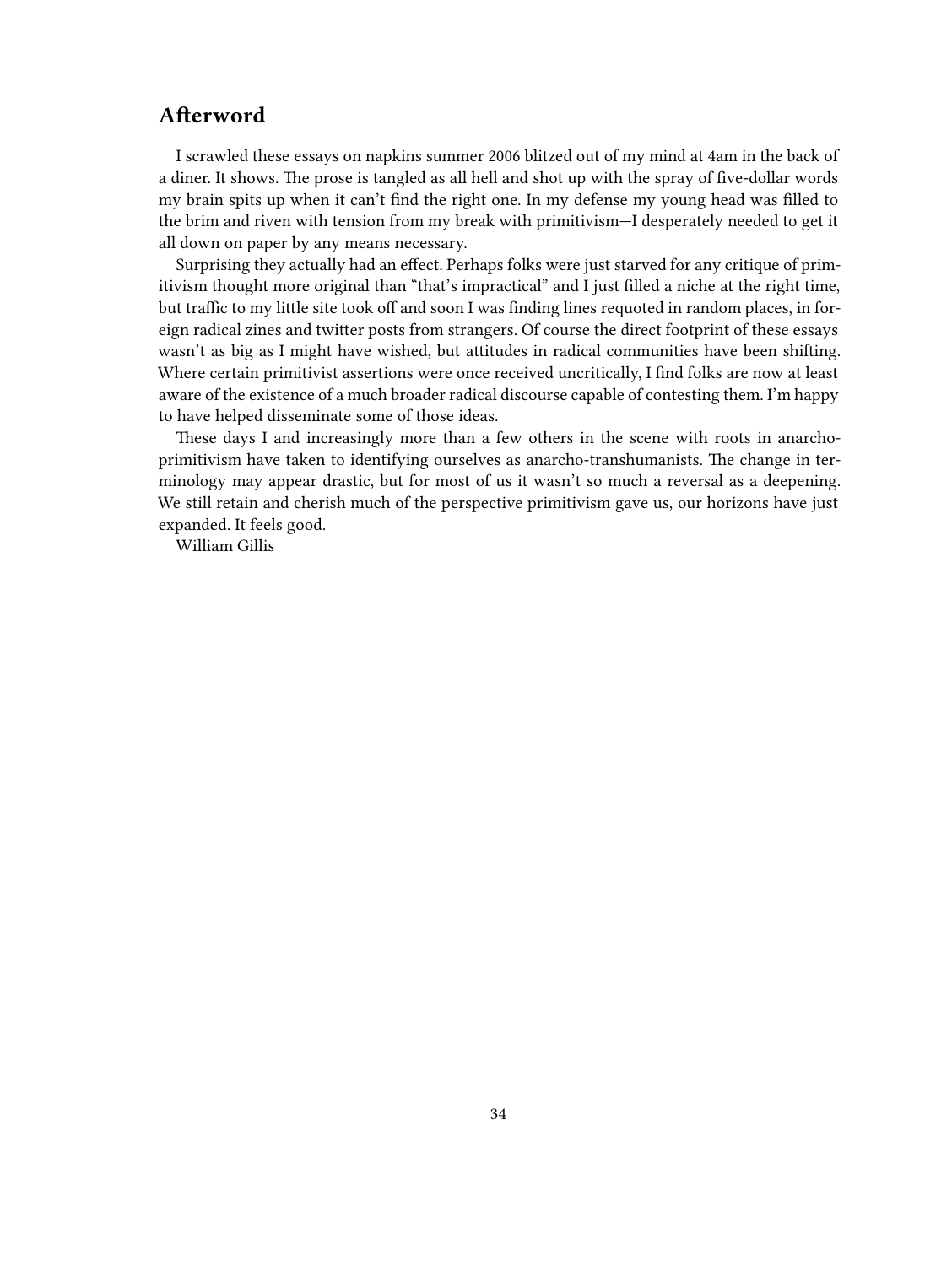## Afterword

I scrawled these essays on napkins summer 2006 blitzed out of my mind at 4am in the back of a diner. It shows. The prose is tangled as all hell and shot up with the spray of five-dollar words my brain spits up when it can't find the right one. In my defense my young head was filled to the brim and riven with tension from my break with primitivism—I desperately needed to get it all down on paper by any means necessary.

Surprising they actually had an effect. Perhaps folks were just starved for any critique of primitivism thought more original than "that's impractical" and I just filled a niche at the right time, but traffic to my little site took off and soon I was finding lines requoted in random places, in foreign radical zines and twitter posts from strangers. Of course the direct footprint of these essays wasn't as big as I might have wished, but attitudes in radical communities have been shifting. Where certain primitivist assertions were once received uncritically, I find folks are now at least aware of the existence of a much broader radical discourse capable of contesting them. I'm happy to have helped disseminate some of those ideas.

These days I and increasingly more than a few others in the scene with roots in anarcho-primitivism have taken to identifying ourselves as anarcho-transhumanists. The change in terminology may appear drastic, but for most of us it wasn't so much a reversal as a deepening. We still retain and cherish much of the perspective primitivism gave us, our horizons have just expanded. It feels good.

William Gillis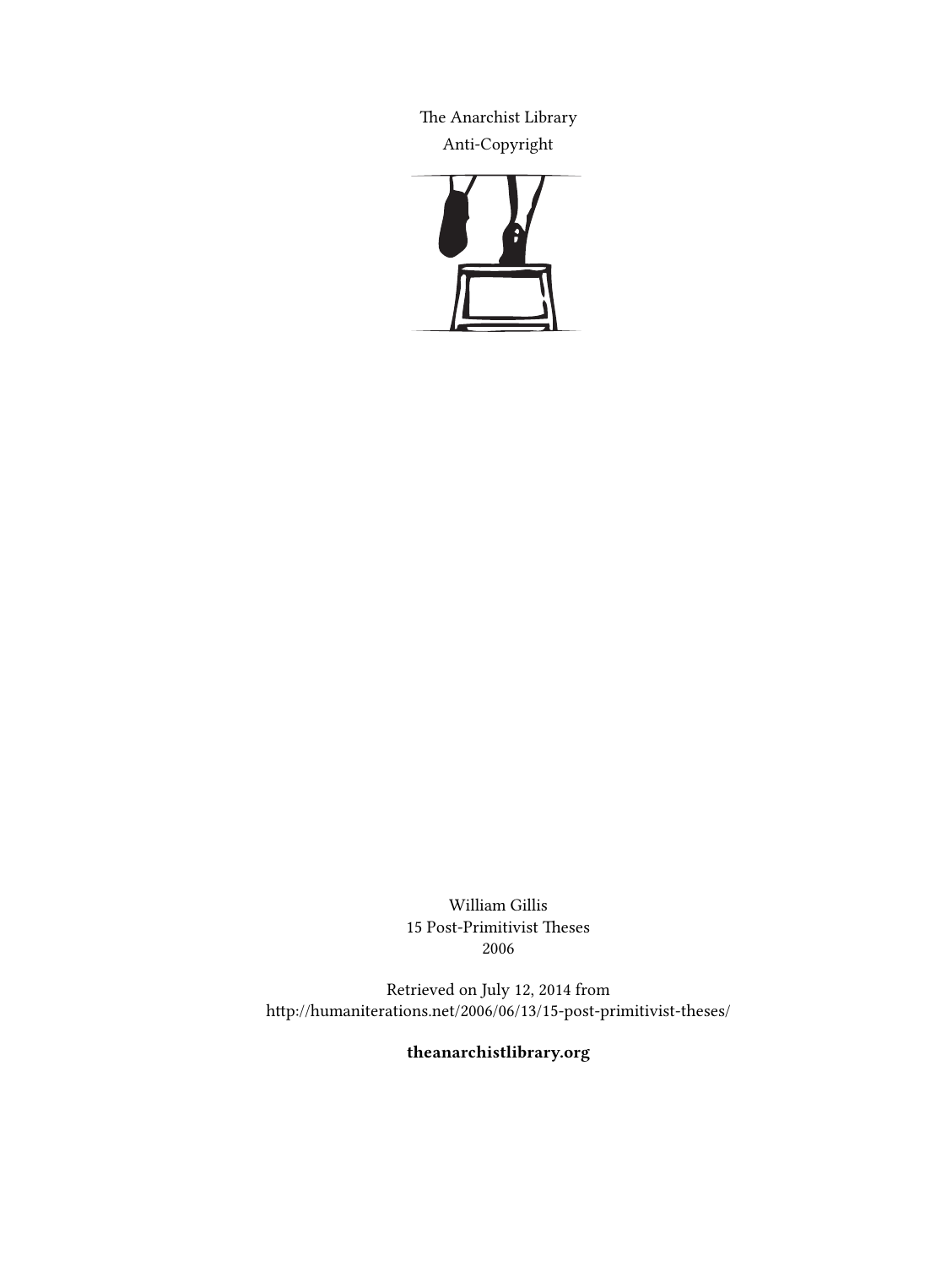The Anarchist Library
Anti-Copyright

William Gillis
15 Post-Primitivist Theses
2006

Retrieved on July 12, 2014 from
http://humaniterations.net/2006/06/13/15-post-primitivist-theses/

**theanarchistlibrary.org**